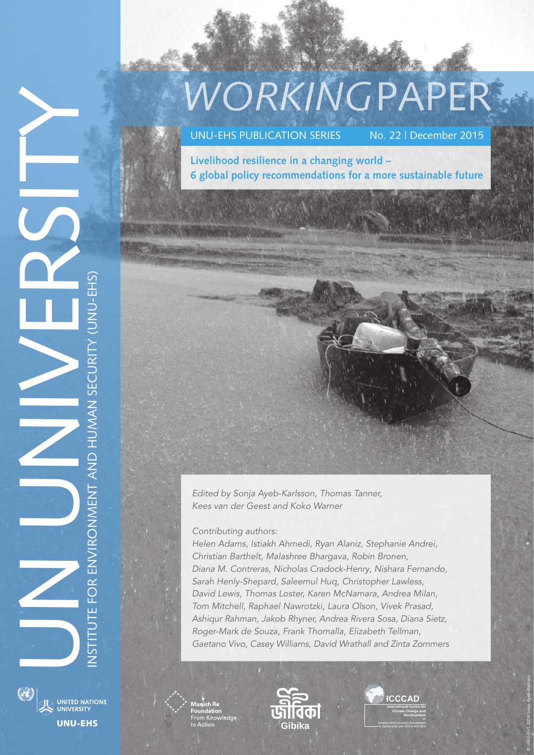# WORKINGPAPER

UNU-EHS PUBLICATION SERIES

No. 22 | December 2015

## Livelihood resilience in a changing world – 6 global policy recommendations for a more sustainable future

*Edited by Sonja Ayeb-Karlsson, Thomas Tanner, Kees van der Geest and Koko Warner*

*Contributing authors:*

*Helen Adams, Istiakh Ahmedi, Ryan Alaniz, Stephanie Andrei, Christian Barthelt, Malashree Bhargava, Robin Bronen, Diana M. Contreras, Nicholas Cradock-Henry, Nishara Fernando, Sarah Henly-Shepard, Saleemul Huq, Christopher Lawless, David Lewis, Thomas Loster, Karen McNamara, Andrea Milan, Tom Mitchell, Raphael Nawrotzki, Laura Olson, Vivek Prasad, Ashiqur Rahman, Jakob Rhyner, Andrea Rivera Sosa, Diana Sietz, Roger-Mark de Souza, Frank Thomalla, Elizabeth Tellman, Gaetano Vivo, Casey Williams, David Wrathall and Zinta Zommers*

UN UNIVERSITY

INSTITUTE FOR ENVIRONMENT AND HUMAN SECURITY (UNU-EHS)

UNITED NATIONS UNIVERSITY

UNU-EHS

Munich Re Foundation
From Knowledge to Action

জীবিকা Gibika

ICCCAD
International Centre for Climate Change and Development
at Independent University Bangladesh
In partnership with BCAS and IIED

© UNU-EHS 2014 Sonja Ayeb-Karlsson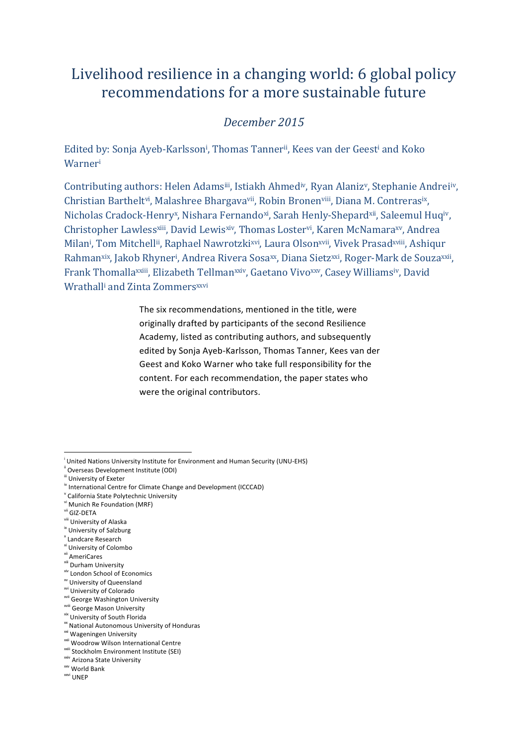# Livelihood resilience in a changing world: 6 global policy recommendations for a more sustainable future

*December 2015*

Edited by: Sonja Ayeb-Karlsson[i], Thomas Tanner[ii], Kees van der Geest[i] and Koko Warner[i]

Contributing authors: Helen Adams[iii], Istiakh Ahmed[iv], Ryan Alaniz[v], Stephanie Andrei[iv], Christian Barthelt[vi], Malashree Bhargava[vii], Robin Bronen[viii], Diana M. Contreras[ix], Nicholas Cradock-Henry[x], Nishara Fernando[xi], Sarah Henly-Shepard[xii], Saleemul Huq[iv], Christopher Lawless[xiii], David Lewis[xiv], Thomas Loster[vi], Karen McNamara[xv], Andrea Milan[i], Tom Mitchell[ii], Raphael Nawrotzki[xvi], Laura Olson[xvii], Vivek Prasad[xviii], Ashiqur Rahman[xix], Jakob Rhyner[i], Andrea Rivera Sosa[xx], Diana Sietz[xxi], Roger-Mark de Souza[xxii], Frank Thomalla[xxiii], Elizabeth Tellman[xxiv], Gaetano Vivo[xxv], Casey Williams[iv], David Wrathall[i] and Zinta Zommers[xxvi]

The six recommendations, mentioned in the title, were originally drafted by participants of the second Resilience Academy, listed as contributing authors, and subsequently edited by Sonja Ayeb-Karlsson, Thomas Tanner, Kees van der Geest and Koko Warner who take full responsibility for the content. For each recommendation, the paper states who were the original contributors.

---

[i] United Nations University Institute for Environment and Human Security (UNU-EHS)
[ii] Overseas Development Institute (ODI)
[iii] University of Exeter
[iv] International Centre for Climate Change and Development (ICCCAD)
[v] California State Polytechnic University
[vi] Munich Re Foundation (MRF)
[vii] GIZ-DETA
[viii] University of Alaska
[ix] University of Salzburg
[x] Landcare Research
[xi] University of Colombo
[xii] AmeriCares
[xiii] Durham University
[xiv] London School of Economics
[xv] University of Queensland
[xvi] University of Colorado
[xvii] George Washington University
[xviii] George Mason University
[xix] University of South Florida
[xx] National Autonomous University of Honduras
[xxi] Wageningen University
[xxii] Woodrow Wilson International Centre
[xxiii] Stockholm Environment Institute (SEI)
[xxiv] Arizona State University
[xxv] World Bank
[xxvi] UNEP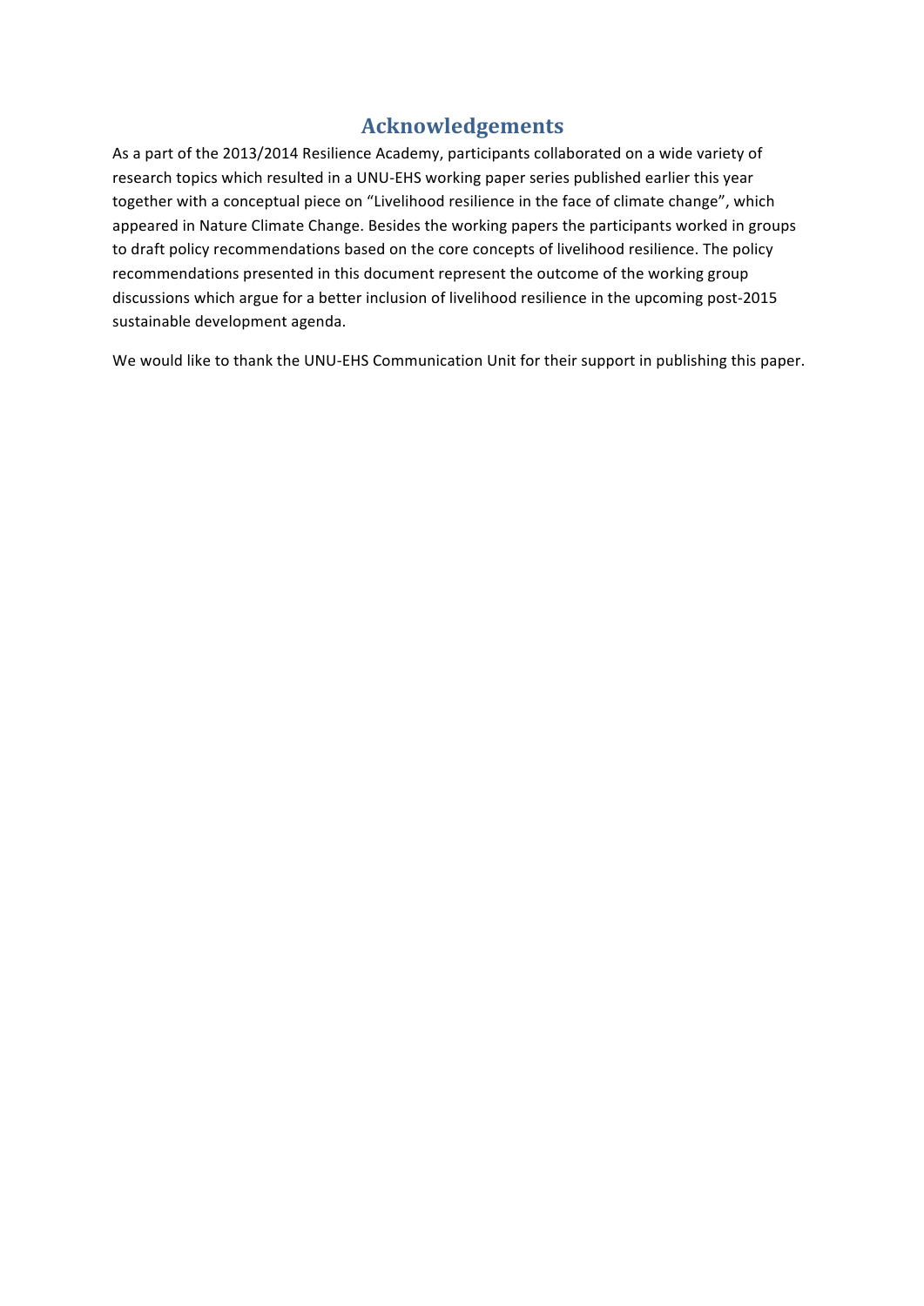# Acknowledgements

As a part of the 2013/2014 Resilience Academy, participants collaborated on a wide variety of research topics which resulted in a UNU-EHS working paper series published earlier this year together with a conceptual piece on "Livelihood resilience in the face of climate change", which appeared in Nature Climate Change. Besides the working papers the participants worked in groups to draft policy recommendations based on the core concepts of livelihood resilience. The policy recommendations presented in this document represent the outcome of the working group discussions which argue for a better inclusion of livelihood resilience in the upcoming post-2015 sustainable development agenda.

We would like to thank the UNU-EHS Communication Unit for their support in publishing this paper.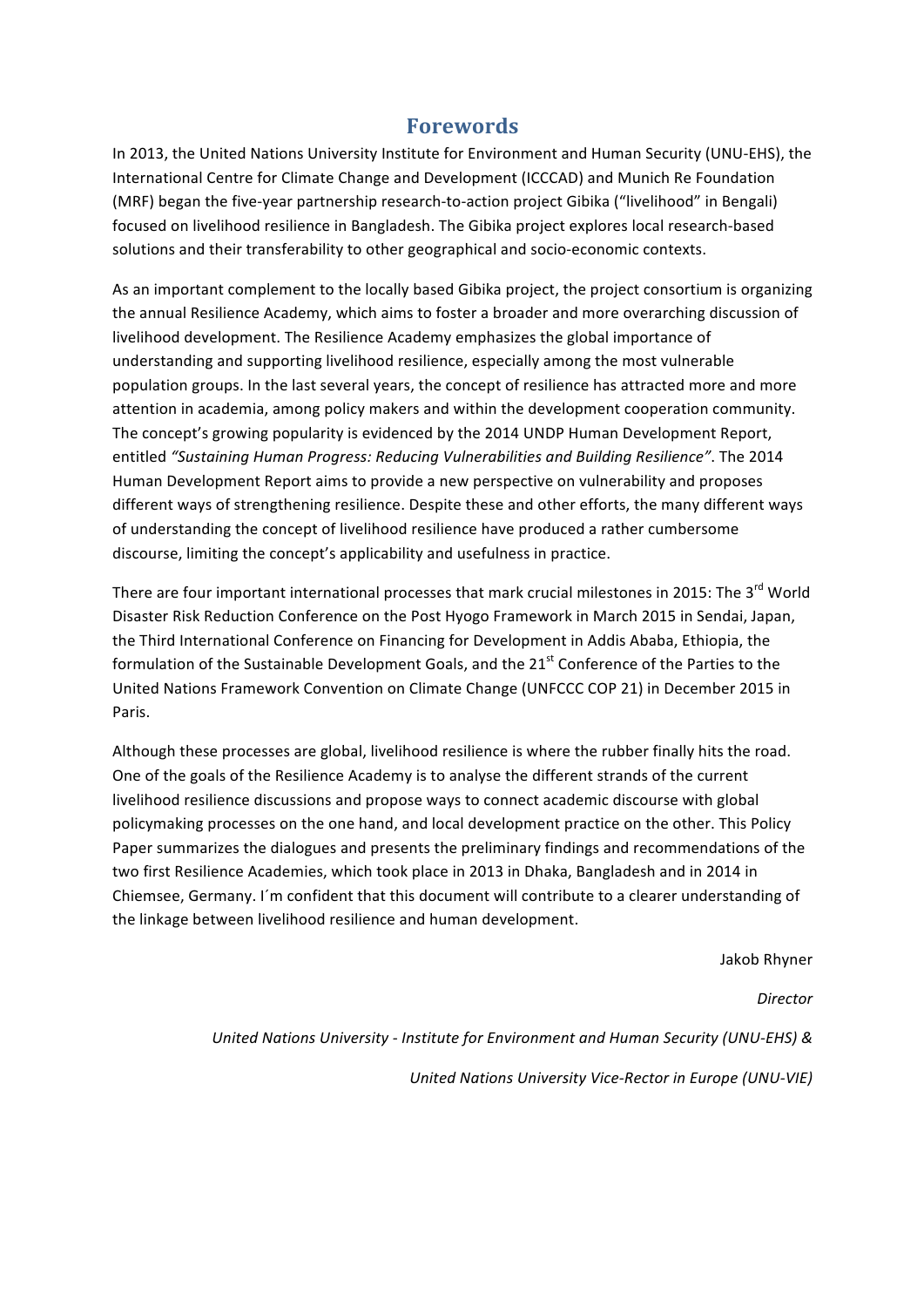# Forewords

In 2013, the United Nations University Institute for Environment and Human Security (UNU-EHS), the International Centre for Climate Change and Development (ICCCAD) and Munich Re Foundation (MRF) began the five-year partnership research-to-action project Gibika ("livelihood" in Bengali) focused on livelihood resilience in Bangladesh. The Gibika project explores local research-based solutions and their transferability to other geographical and socio-economic contexts.

As an important complement to the locally based Gibika project, the project consortium is organizing the annual Resilience Academy, which aims to foster a broader and more overarching discussion of livelihood development. The Resilience Academy emphasizes the global importance of understanding and supporting livelihood resilience, especially among the most vulnerable population groups. In the last several years, the concept of resilience has attracted more and more attention in academia, among policy makers and within the development cooperation community. The concept's growing popularity is evidenced by the 2014 UNDP Human Development Report, entitled *"Sustaining Human Progress: Reducing Vulnerabilities and Building Resilience"*. The 2014 Human Development Report aims to provide a new perspective on vulnerability and proposes different ways of strengthening resilience. Despite these and other efforts, the many different ways of understanding the concept of livelihood resilience have produced a rather cumbersome discourse, limiting the concept's applicability and usefulness in practice.

There are four important international processes that mark crucial milestones in 2015: The 3rd World Disaster Risk Reduction Conference on the Post Hyogo Framework in March 2015 in Sendai, Japan, the Third International Conference on Financing for Development in Addis Ababa, Ethiopia, the formulation of the Sustainable Development Goals, and the 21st Conference of the Parties to the United Nations Framework Convention on Climate Change (UNFCCC COP 21) in December 2015 in Paris.

Although these processes are global, livelihood resilience is where the rubber finally hits the road. One of the goals of the Resilience Academy is to analyse the different strands of the current livelihood resilience discussions and propose ways to connect academic discourse with global policymaking processes on the one hand, and local development practice on the other. This Policy Paper summarizes the dialogues and presents the preliminary findings and recommendations of the two first Resilience Academies, which took place in 2013 in Dhaka, Bangladesh and in 2014 in Chiemsee, Germany. I´m confident that this document will contribute to a clearer understanding of the linkage between livelihood resilience and human development.

Jakob Rhyner

*Director*

*United Nations University - Institute for Environment and Human Security (UNU-EHS) &*

*United Nations University Vice-Rector in Europe (UNU-VIE)*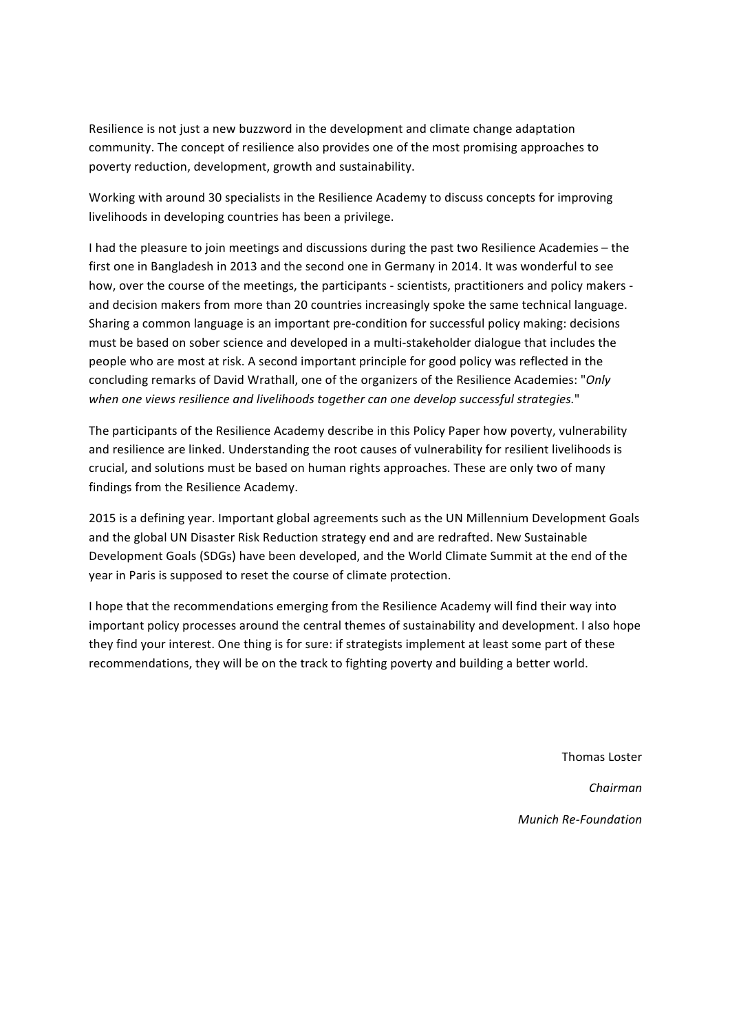Resilience is not just a new buzzword in the development and climate change adaptation community. The concept of resilience also provides one of the most promising approaches to poverty reduction, development, growth and sustainability.

Working with around 30 specialists in the Resilience Academy to discuss concepts for improving livelihoods in developing countries has been a privilege.

I had the pleasure to join meetings and discussions during the past two Resilience Academies – the first one in Bangladesh in 2013 and the second one in Germany in 2014. It was wonderful to see how, over the course of the meetings, the participants - scientists, practitioners and policy makers - and decision makers from more than 20 countries increasingly spoke the same technical language. Sharing a common language is an important pre-condition for successful policy making: decisions must be based on sober science and developed in a multi-stakeholder dialogue that includes the people who are most at risk. A second important principle for good policy was reflected in the concluding remarks of David Wrathall, one of the organizers of the Resilience Academies: "*Only when one views resilience and livelihoods together can one develop successful strategies.*"

The participants of the Resilience Academy describe in this Policy Paper how poverty, vulnerability and resilience are linked. Understanding the root causes of vulnerability for resilient livelihoods is crucial, and solutions must be based on human rights approaches. These are only two of many findings from the Resilience Academy.

2015 is a defining year. Important global agreements such as the UN Millennium Development Goals and the global UN Disaster Risk Reduction strategy end and are redrafted. New Sustainable Development Goals (SDGs) have been developed, and the World Climate Summit at the end of the year in Paris is supposed to reset the course of climate protection.

I hope that the recommendations emerging from the Resilience Academy will find their way into important policy processes around the central themes of sustainability and development. I also hope they find your interest. One thing is for sure: if strategists implement at least some part of these recommendations, they will be on the track to fighting poverty and building a better world.

Thomas Loster

*Chairman*

*Munich Re-Foundation*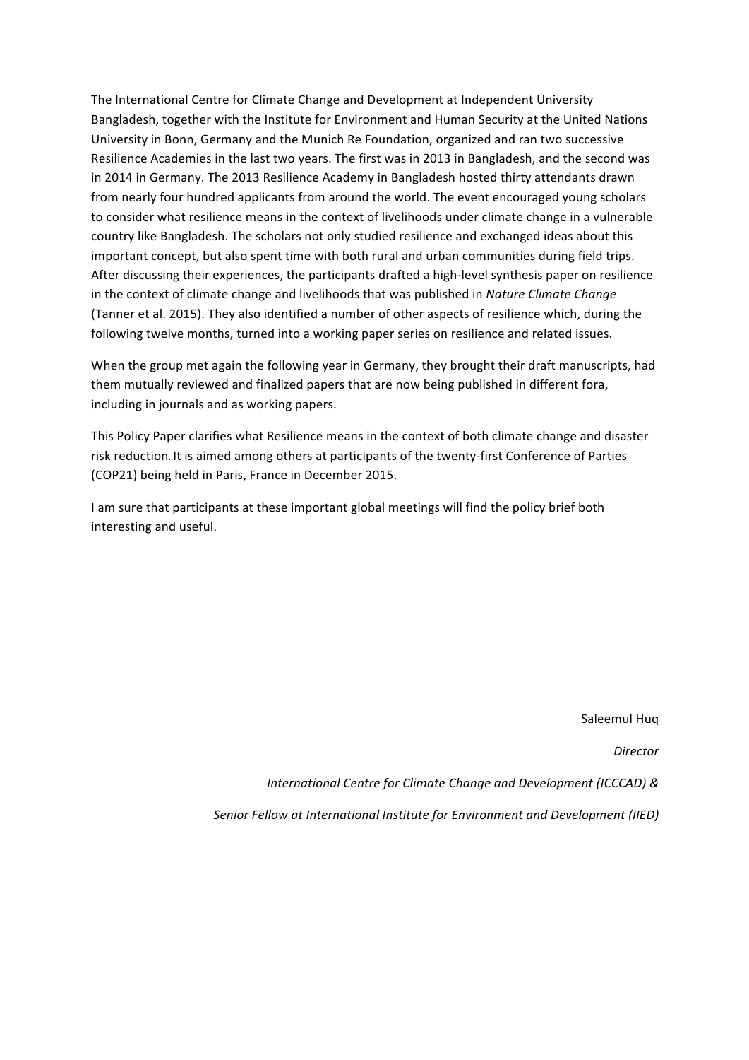The International Centre for Climate Change and Development at Independent University Bangladesh, together with the Institute for Environment and Human Security at the United Nations University in Bonn, Germany and the Munich Re Foundation, organized and ran two successive Resilience Academies in the last two years. The first was in 2013 in Bangladesh, and the second was in 2014 in Germany. The 2013 Resilience Academy in Bangladesh hosted thirty attendants drawn from nearly four hundred applicants from around the world. The event encouraged young scholars to consider what resilience means in the context of livelihoods under climate change in a vulnerable country like Bangladesh. The scholars not only studied resilience and exchanged ideas about this important concept, but also spent time with both rural and urban communities during field trips. After discussing their experiences, the participants drafted a high-level synthesis paper on resilience in the context of climate change and livelihoods that was published in *Nature Climate Change* (Tanner et al. 2015). They also identified a number of other aspects of resilience which, during the following twelve months, turned into a working paper series on resilience and related issues.

When the group met again the following year in Germany, they brought their draft manuscripts, had them mutually reviewed and finalized papers that are now being published in different fora, including in journals and as working papers.

This Policy Paper clarifies what Resilience means in the context of both climate change and disaster risk reduction. It is aimed among others at participants of the twenty-first Conference of Parties (COP21) being held in Paris, France in December 2015.

I am sure that participants at these important global meetings will find the policy brief both interesting and useful.

Saleemul Huq

*Director*

*International Centre for Climate Change and Development (ICCCAD) &*

*Senior Fellow at International Institute for Environment and Development (IIED)*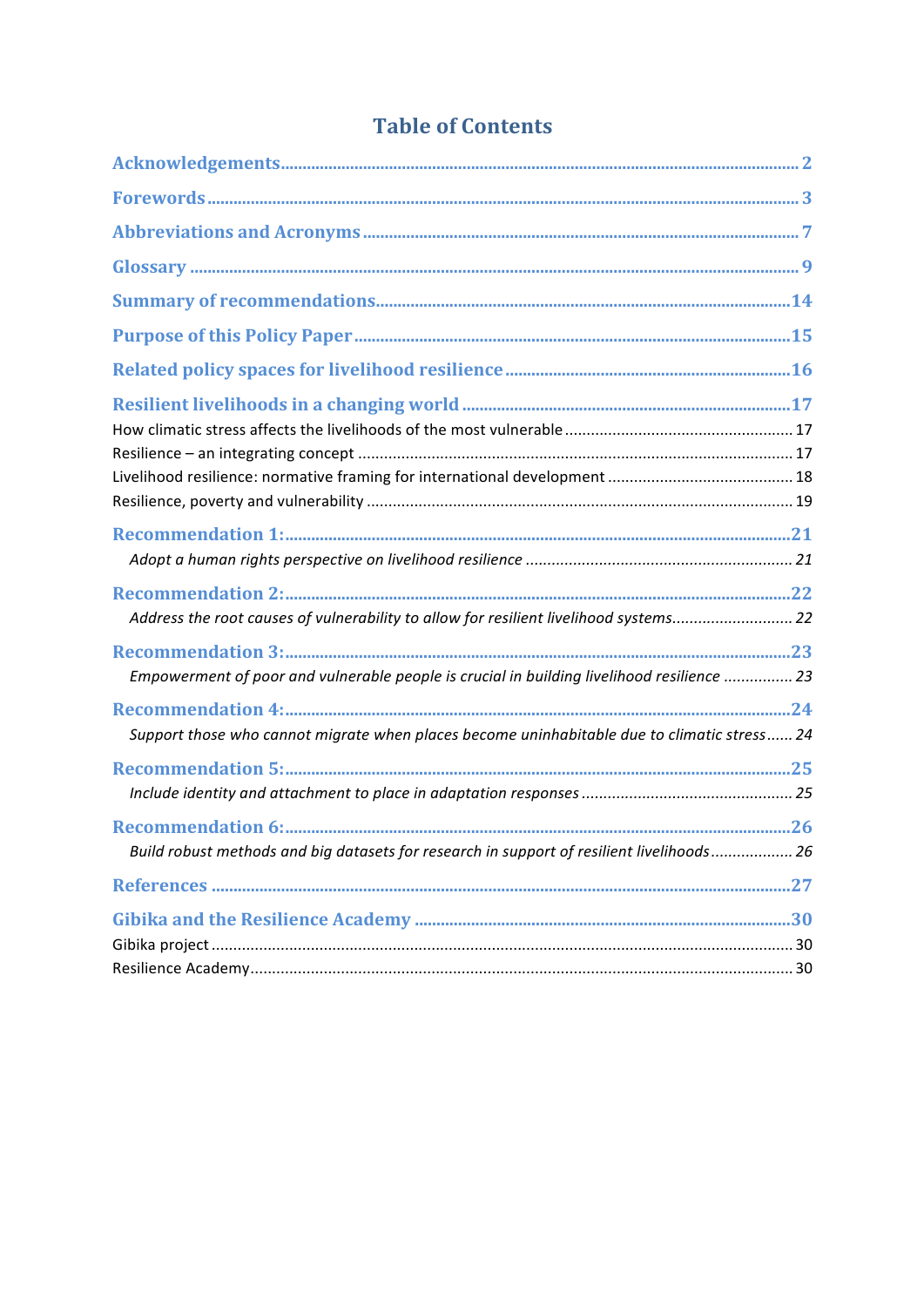# Table of Contents

**Acknowledgements** ..... 2

**Forewords** ..... 3

**Abbreviations and Acronyms** ..... 7

**Glossary** ..... 9

**Summary of recommendations** ..... 14

**Purpose of this Policy Paper** ..... 15

**Related policy spaces for livelihood resilience** ..... 16

**Resilient livelihoods in a changing world** ..... 17

How climatic stress affects the livelihoods of the most vulnerable ..... 17

Resilience – an integrating concept ..... 17

Livelihood resilience: normative framing for international development ..... 18

Resilience, poverty and vulnerability ..... 19

**Recommendation 1:** ..... 21

*Adopt a human rights perspective on livelihood resilience* ..... 21

**Recommendation 2:** ..... 22

*Address the root causes of vulnerability to allow for resilient livelihood systems* ..... 22

**Recommendation 3:** ..... 23

*Empowerment of poor and vulnerable people is crucial in building livelihood resilience* ..... 23

**Recommendation 4:** ..... 24

*Support those who cannot migrate when places become uninhabitable due to climatic stress* ..... 24

**Recommendation 5:** ..... 25

*Include identity and attachment to place in adaptation responses* ..... 25

**Recommendation 6:** ..... 26

*Build robust methods and big datasets for research in support of resilient livelihoods* ..... 26

**References** ..... 27

**Gibika and the Resilience Academy** ..... 30

Gibika project ..... 30

Resilience Academy ..... 30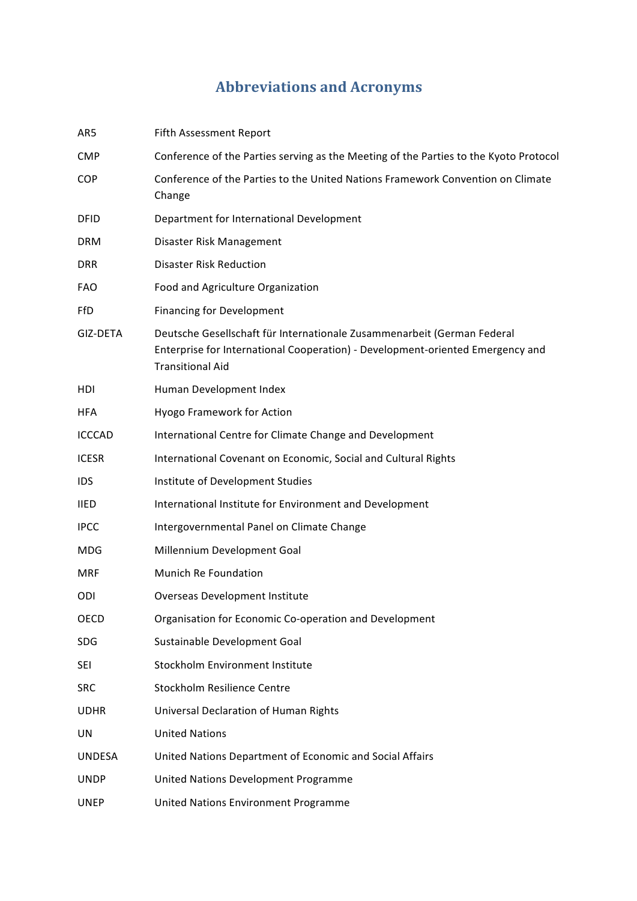# Abbreviations and Acronyms

| | |
|---|---|
| AR5 | Fifth Assessment Report |
| CMP | Conference of the Parties serving as the Meeting of the Parties to the Kyoto Protocol |
| COP | Conference of the Parties to the United Nations Framework Convention on Climate Change |
| DFID | Department for International Development |
| DRM | Disaster Risk Management |
| DRR | Disaster Risk Reduction |
| FAO | Food and Agriculture Organization |
| FfD | Financing for Development |
| GIZ-DETA | Deutsche Gesellschaft für Internationale Zusammenarbeit (German Federal Enterprise for International Cooperation) - Development-oriented Emergency and Transitional Aid |
| HDI | Human Development Index |
| HFA | Hyogo Framework for Action |
| ICCCAD | International Centre for Climate Change and Development |
| ICESR | International Covenant on Economic, Social and Cultural Rights |
| IDS | Institute of Development Studies |
| IIED | International Institute for Environment and Development |
| IPCC | Intergovernmental Panel on Climate Change |
| MDG | Millennium Development Goal |
| MRF | Munich Re Foundation |
| ODI | Overseas Development Institute |
| OECD | Organisation for Economic Co-operation and Development |
| SDG | Sustainable Development Goal |
| SEI | Stockholm Environment Institute |
| SRC | Stockholm Resilience Centre |
| UDHR | Universal Declaration of Human Rights |
| UN | United Nations |
| UNDESA | United Nations Department of Economic and Social Affairs |
| UNDP | United Nations Development Programme |
| UNEP | United Nations Environment Programme |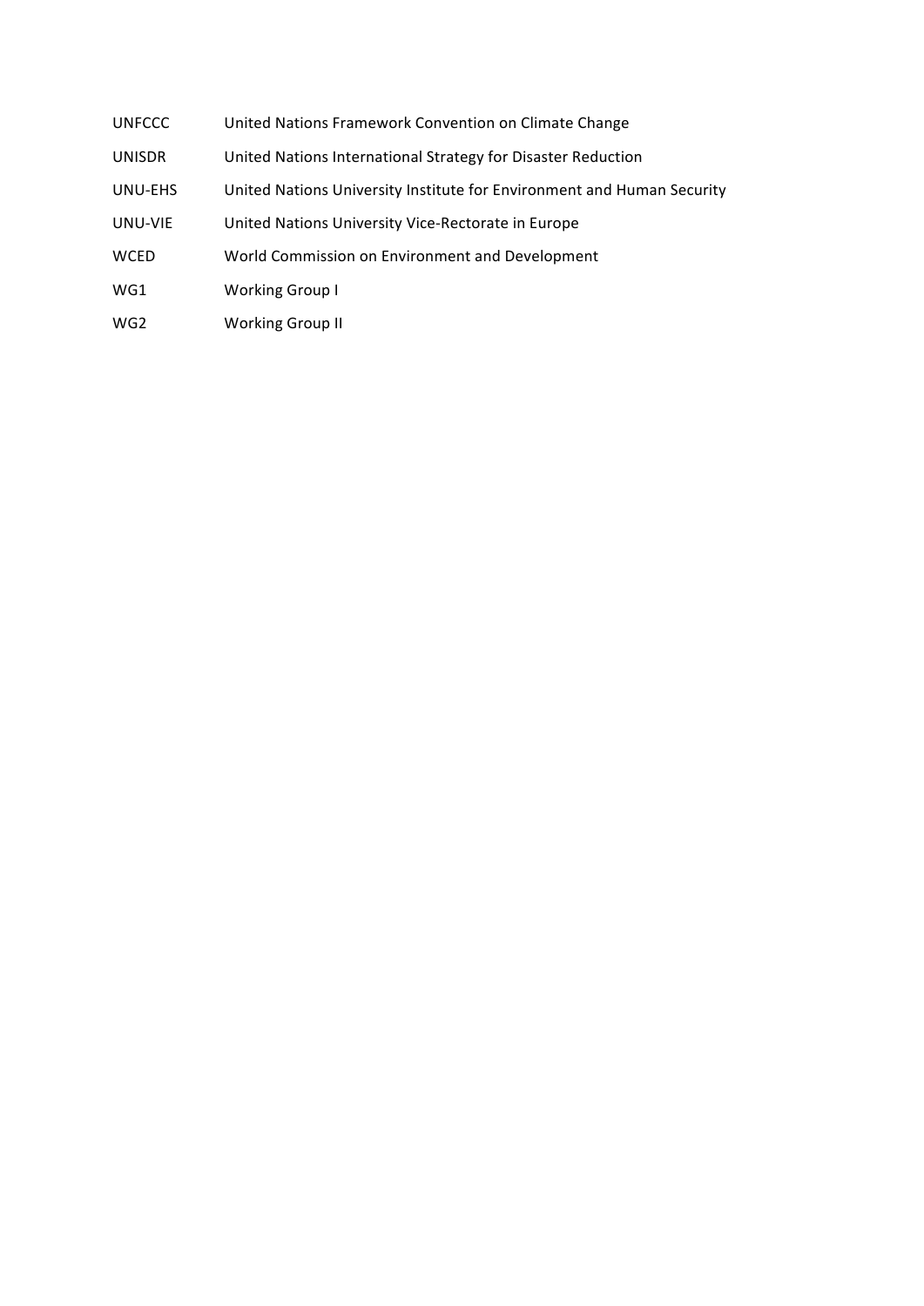| | |
|---|---|
| UNFCCC | United Nations Framework Convention on Climate Change |
| UNISDR | United Nations International Strategy for Disaster Reduction |
| UNU-EHS | United Nations University Institute for Environment and Human Security |
| UNU-VIE | United Nations University Vice-Rectorate in Europe |
| WCED | World Commission on Environment and Development |
| WG1 | Working Group I |
| WG2 | Working Group II |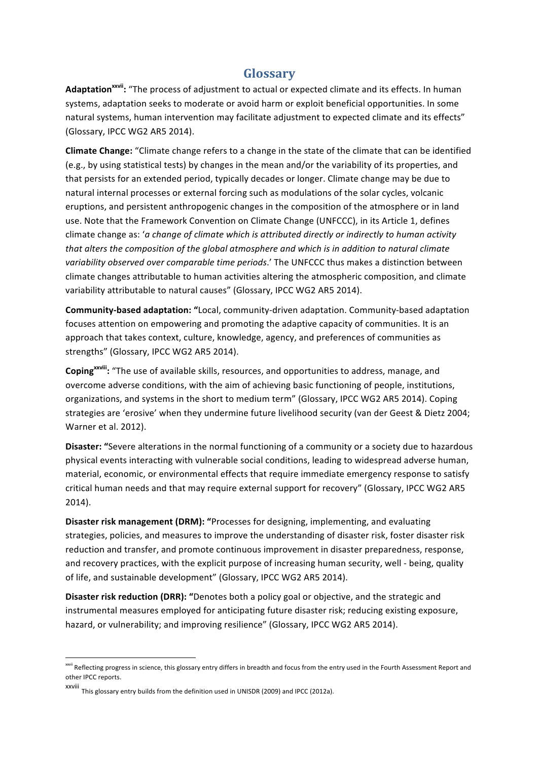# Glossary

**Adaptation[xxvii]:** "The process of adjustment to actual or expected climate and its effects. In human systems, adaptation seeks to moderate or avoid harm or exploit beneficial opportunities. In some natural systems, human intervention may facilitate adjustment to expected climate and its effects" (Glossary, IPCC WG2 AR5 2014).

**Climate Change:** "Climate change refers to a change in the state of the climate that can be identified (e.g., by using statistical tests) by changes in the mean and/or the variability of its properties, and that persists for an extended period, typically decades or longer. Climate change may be due to natural internal processes or external forcing such as modulations of the solar cycles, volcanic eruptions, and persistent anthropogenic changes in the composition of the atmosphere or in land use. Note that the Framework Convention on Climate Change (UNFCCC), in its Article 1, defines climate change as: '*a change of climate which is attributed directly or indirectly to human activity that alters the composition of the global atmosphere and which is in addition to natural climate variability observed over comparable time periods*.' The UNFCCC thus makes a distinction between climate changes attributable to human activities altering the atmospheric composition, and climate variability attributable to natural causes" (Glossary, IPCC WG2 AR5 2014).

**Community-based adaptation: "**Local, community-driven adaptation. Community-based adaptation focuses attention on empowering and promoting the adaptive capacity of communities. It is an approach that takes context, culture, knowledge, agency, and preferences of communities as strengths" (Glossary, IPCC WG2 AR5 2014).

**Coping[xxviii]:** "The use of available skills, resources, and opportunities to address, manage, and overcome adverse conditions, with the aim of achieving basic functioning of people, institutions, organizations, and systems in the short to medium term" (Glossary, IPCC WG2 AR5 2014). Coping strategies are 'erosive' when they undermine future livelihood security (van der Geest & Dietz 2004; Warner et al. 2012).

**Disaster: "**Severe alterations in the normal functioning of a community or a society due to hazardous physical events interacting with vulnerable social conditions, leading to widespread adverse human, material, economic, or environmental effects that require immediate emergency response to satisfy critical human needs and that may require external support for recovery" (Glossary, IPCC WG2 AR5 2014).

**Disaster risk management (DRM): "**Processes for designing, implementing, and evaluating strategies, policies, and measures to improve the understanding of disaster risk, foster disaster risk reduction and transfer, and promote continuous improvement in disaster preparedness, response, and recovery practices, with the explicit purpose of increasing human security, well - being, quality of life, and sustainable development" (Glossary, IPCC WG2 AR5 2014).

**Disaster risk reduction (DRR): "**Denotes both a policy goal or objective, and the strategic and instrumental measures employed for anticipating future disaster risk; reducing existing exposure, hazard, or vulnerability; and improving resilience" (Glossary, IPCC WG2 AR5 2014).

---

[xxvii] Reflecting progress in science, this glossary entry differs in breadth and focus from the entry used in the Fourth Assessment Report and other IPCC reports.

[xxviii] This glossary entry builds from the definition used in UNISDR (2009) and IPCC (2012a).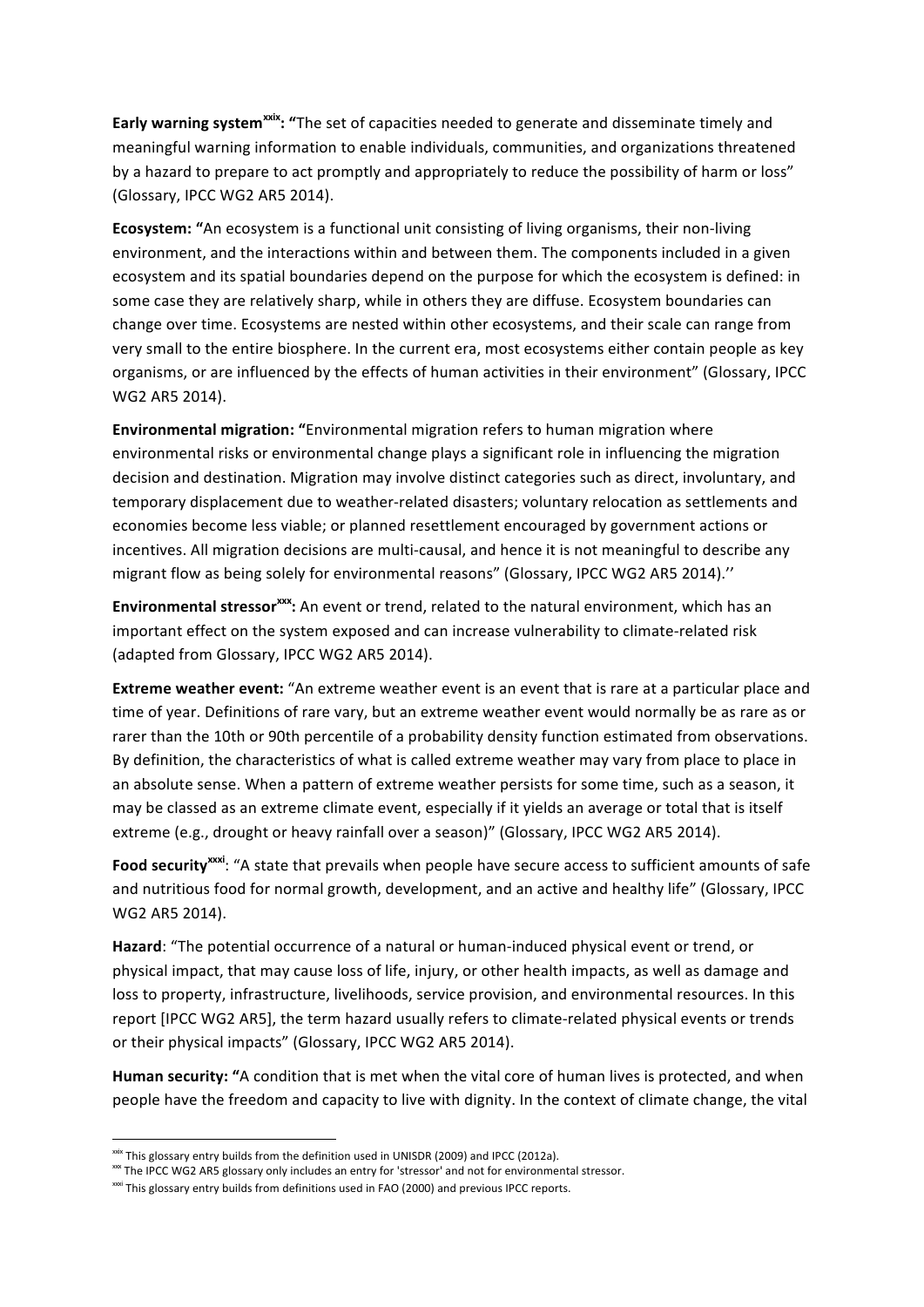**Early warning system**[xxix]**: "**The set of capacities needed to generate and disseminate timely and meaningful warning information to enable individuals, communities, and organizations threatened by a hazard to prepare to act promptly and appropriately to reduce the possibility of harm or loss" (Glossary, IPCC WG2 AR5 2014).

**Ecosystem: "**An ecosystem is a functional unit consisting of living organisms, their non-living environment, and the interactions within and between them. The components included in a given ecosystem and its spatial boundaries depend on the purpose for which the ecosystem is defined: in some case they are relatively sharp, while in others they are diffuse. Ecosystem boundaries can change over time. Ecosystems are nested within other ecosystems, and their scale can range from very small to the entire biosphere. In the current era, most ecosystems either contain people as key organisms, or are influenced by the effects of human activities in their environment" (Glossary, IPCC WG2 AR5 2014).

**Environmental migration: "**Environmental migration refers to human migration where environmental risks or environmental change plays a significant role in influencing the migration decision and destination. Migration may involve distinct categories such as direct, involuntary, and temporary displacement due to weather-related disasters; voluntary relocation as settlements and economies become less viable; or planned resettlement encouraged by government actions or incentives. All migration decisions are multi-causal, and hence it is not meaningful to describe any migrant flow as being solely for environmental reasons" (Glossary, IPCC WG2 AR5 2014).''

**Environmental stressor**[xxx]**:** An event or trend, related to the natural environment, which has an important effect on the system exposed and can increase vulnerability to climate-related risk (adapted from Glossary, IPCC WG2 AR5 2014).

**Extreme weather event:** "An extreme weather event is an event that is rare at a particular place and time of year. Definitions of rare vary, but an extreme weather event would normally be as rare as or rarer than the 10th or 90th percentile of a probability density function estimated from observations. By definition, the characteristics of what is called extreme weather may vary from place to place in an absolute sense. When a pattern of extreme weather persists for some time, such as a season, it may be classed as an extreme climate event, especially if it yields an average or total that is itself extreme (e.g., drought or heavy rainfall over a season)" (Glossary, IPCC WG2 AR5 2014).

**Food security**[xxxi]: "A state that prevails when people have secure access to sufficient amounts of safe and nutritious food for normal growth, development, and an active and healthy life" (Glossary, IPCC WG2 AR5 2014).

**Hazard**: "The potential occurrence of a natural or human-induced physical event or trend, or physical impact, that may cause loss of life, injury, or other health impacts, as well as damage and loss to property, infrastructure, livelihoods, service provision, and environmental resources. In this report [IPCC WG2 AR5], the term hazard usually refers to climate-related physical events or trends or their physical impacts" (Glossary, IPCC WG2 AR5 2014).

**Human security: "**A condition that is met when the vital core of human lives is protected, and when people have the freedom and capacity to live with dignity. In the context of climate change, the vital

---

[xxix] This glossary entry builds from the definition used in UNISDR (2009) and IPCC (2012a).

[xxx] The IPCC WG2 AR5 glossary only includes an entry for 'stressor' and not for environmental stressor.

[xxxi] This glossary entry builds from definitions used in FAO (2000) and previous IPCC reports.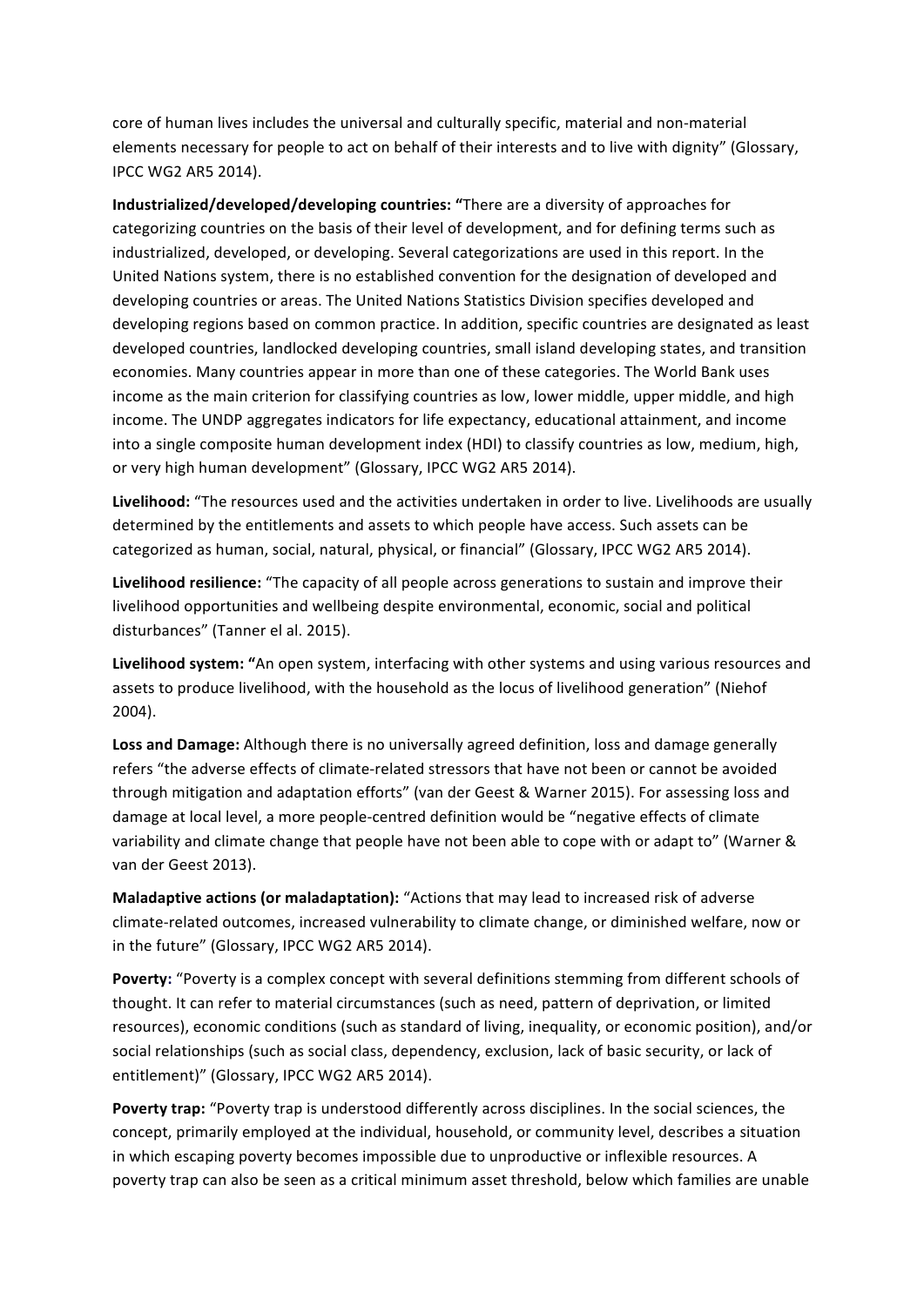core of human lives includes the universal and culturally specific, material and non-material elements necessary for people to act on behalf of their interests and to live with dignity" (Glossary, IPCC WG2 AR5 2014).

**Industrialized/developed/developing countries:** "There are a diversity of approaches for categorizing countries on the basis of their level of development, and for defining terms such as industrialized, developed, or developing. Several categorizations are used in this report. In the United Nations system, there is no established convention for the designation of developed and developing countries or areas. The United Nations Statistics Division specifies developed and developing regions based on common practice. In addition, specific countries are designated as least developed countries, landlocked developing countries, small island developing states, and transition economies. Many countries appear in more than one of these categories. The World Bank uses income as the main criterion for classifying countries as low, lower middle, upper middle, and high income. The UNDP aggregates indicators for life expectancy, educational attainment, and income into a single composite human development index (HDI) to classify countries as low, medium, high, or very high human development" (Glossary, IPCC WG2 AR5 2014).

**Livelihood:** "The resources used and the activities undertaken in order to live. Livelihoods are usually determined by the entitlements and assets to which people have access. Such assets can be categorized as human, social, natural, physical, or financial" (Glossary, IPCC WG2 AR5 2014).

**Livelihood resilience:** "The capacity of all people across generations to sustain and improve their livelihood opportunities and wellbeing despite environmental, economic, social and political disturbances" (Tanner el al. 2015).

**Livelihood system:** "An open system, interfacing with other systems and using various resources and assets to produce livelihood, with the household as the locus of livelihood generation" (Niehof 2004).

**Loss and Damage:** Although there is no universally agreed definition, loss and damage generally refers "the adverse effects of climate-related stressors that have not been or cannot be avoided through mitigation and adaptation efforts" (van der Geest & Warner 2015). For assessing loss and damage at local level, a more people-centred definition would be "negative effects of climate variability and climate change that people have not been able to cope with or adapt to" (Warner & van der Geest 2013).

**Maladaptive actions (or maladaptation):** "Actions that may lead to increased risk of adverse climate-related outcomes, increased vulnerability to climate change, or diminished welfare, now or in the future" (Glossary, IPCC WG2 AR5 2014).

**Poverty:** "Poverty is a complex concept with several definitions stemming from different schools of thought. It can refer to material circumstances (such as need, pattern of deprivation, or limited resources), economic conditions (such as standard of living, inequality, or economic position), and/or social relationships (such as social class, dependency, exclusion, lack of basic security, or lack of entitlement)" (Glossary, IPCC WG2 AR5 2014).

**Poverty trap:** "Poverty trap is understood differently across disciplines. In the social sciences, the concept, primarily employed at the individual, household, or community level, describes a situation in which escaping poverty becomes impossible due to unproductive or inflexible resources. A poverty trap can also be seen as a critical minimum asset threshold, below which families are unable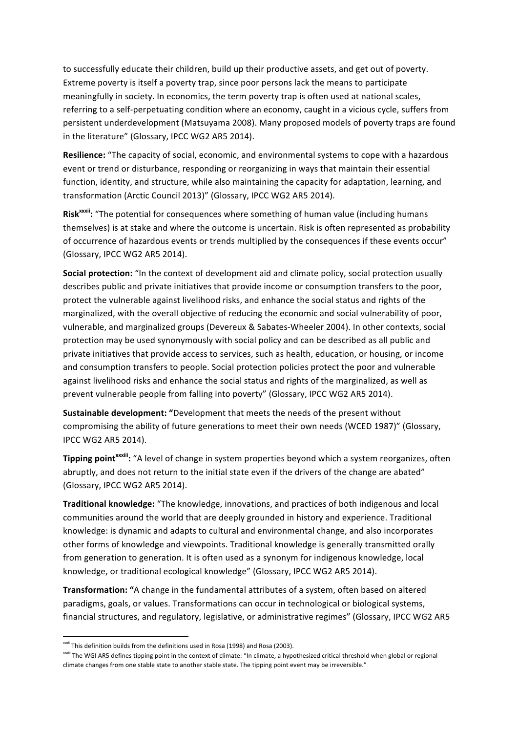to successfully educate their children, build up their productive assets, and get out of poverty. Extreme poverty is itself a poverty trap, since poor persons lack the means to participate meaningfully in society. In economics, the term poverty trap is often used at national scales, referring to a self-perpetuating condition where an economy, caught in a vicious cycle, suffers from persistent underdevelopment (Matsuyama 2008). Many proposed models of poverty traps are found in the literature" (Glossary, IPCC WG2 AR5 2014).

**Resilience:** "The capacity of social, economic, and environmental systems to cope with a hazardous event or trend or disturbance, responding or reorganizing in ways that maintain their essential function, identity, and structure, while also maintaining the capacity for adaptation, learning, and transformation (Arctic Council 2013)" (Glossary, IPCC WG2 AR5 2014).

**Risk**[xxxii]**:** "The potential for consequences where something of human value (including humans themselves) is at stake and where the outcome is uncertain. Risk is often represented as probability of occurrence of hazardous events or trends multiplied by the consequences if these events occur" (Glossary, IPCC WG2 AR5 2014).

**Social protection:** "In the context of development aid and climate policy, social protection usually describes public and private initiatives that provide income or consumption transfers to the poor, protect the vulnerable against livelihood risks, and enhance the social status and rights of the marginalized, with the overall objective of reducing the economic and social vulnerability of poor, vulnerable, and marginalized groups (Devereux & Sabates-Wheeler 2004). In other contexts, social protection may be used synonymously with social policy and can be described as all public and private initiatives that provide access to services, such as health, education, or housing, or income and consumption transfers to people. Social protection policies protect the poor and vulnerable against livelihood risks and enhance the social status and rights of the marginalized, as well as prevent vulnerable people from falling into poverty" (Glossary, IPCC WG2 AR5 2014).

**Sustainable development: "**Development that meets the needs of the present without compromising the ability of future generations to meet their own needs (WCED 1987)" (Glossary, IPCC WG2 AR5 2014).

**Tipping point**[xxxiii]**:** "A level of change in system properties beyond which a system reorganizes, often abruptly, and does not return to the initial state even if the drivers of the change are abated" (Glossary, IPCC WG2 AR5 2014).

**Traditional knowledge:** "The knowledge, innovations, and practices of both indigenous and local communities around the world that are deeply grounded in history and experience. Traditional knowledge: is dynamic and adapts to cultural and environmental change, and also incorporates other forms of knowledge and viewpoints. Traditional knowledge is generally transmitted orally from generation to generation. It is often used as a synonym for indigenous knowledge, local knowledge, or traditional ecological knowledge" (Glossary, IPCC WG2 AR5 2014).

**Transformation: "**A change in the fundamental attributes of a system, often based on altered paradigms, goals, or values. Transformations can occur in technological or biological systems, financial structures, and regulatory, legislative, or administrative regimes" (Glossary, IPCC WG2 AR5

---

[xxxii] This definition builds from the definitions used in Rosa (1998) and Rosa (2003).

[xxxiii] The WGI AR5 defines tipping point in the context of climate: "In climate, a hypothesized critical threshold when global or regional climate changes from one stable state to another stable state. The tipping point event may be irreversible."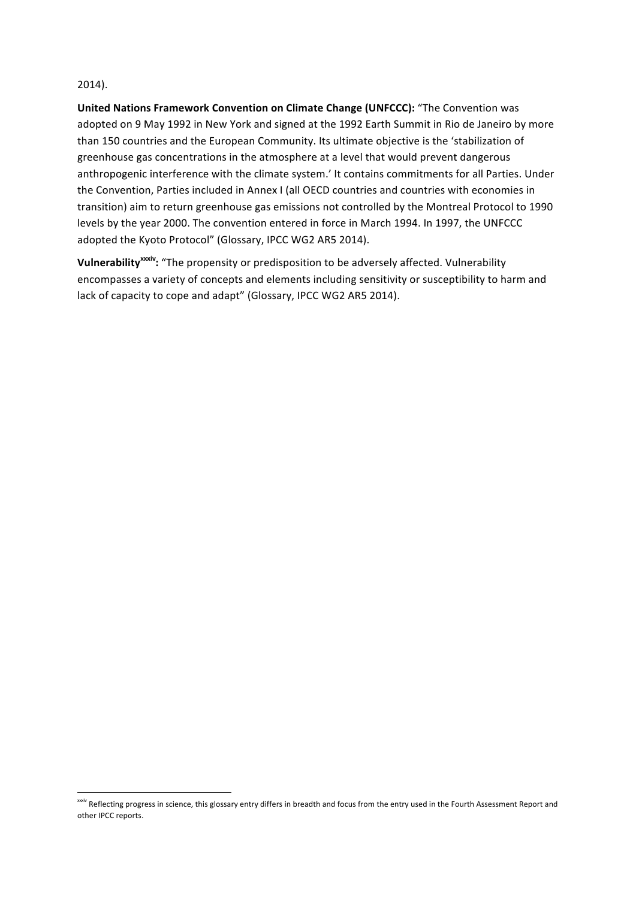2014).

**United Nations Framework Convention on Climate Change (UNFCCC):** "The Convention was adopted on 9 May 1992 in New York and signed at the 1992 Earth Summit in Rio de Janeiro by more than 150 countries and the European Community. Its ultimate objective is the 'stabilization of greenhouse gas concentrations in the atmosphere at a level that would prevent dangerous anthropogenic interference with the climate system.' It contains commitments for all Parties. Under the Convention, Parties included in Annex I (all OECD countries and countries with economies in transition) aim to return greenhouse gas emissions not controlled by the Montreal Protocol to 1990 levels by the year 2000. The convention entered in force in March 1994. In 1997, the UNFCCC adopted the Kyoto Protocol" (Glossary, IPCC WG2 AR5 2014).

**Vulnerability[xxxiv]:** "The propensity or predisposition to be adversely affected. Vulnerability encompasses a variety of concepts and elements including sensitivity or susceptibility to harm and lack of capacity to cope and adapt" (Glossary, IPCC WG2 AR5 2014).

---

[xxxiv] Reflecting progress in science, this glossary entry differs in breadth and focus from the entry used in the Fourth Assessment Report and other IPCC reports.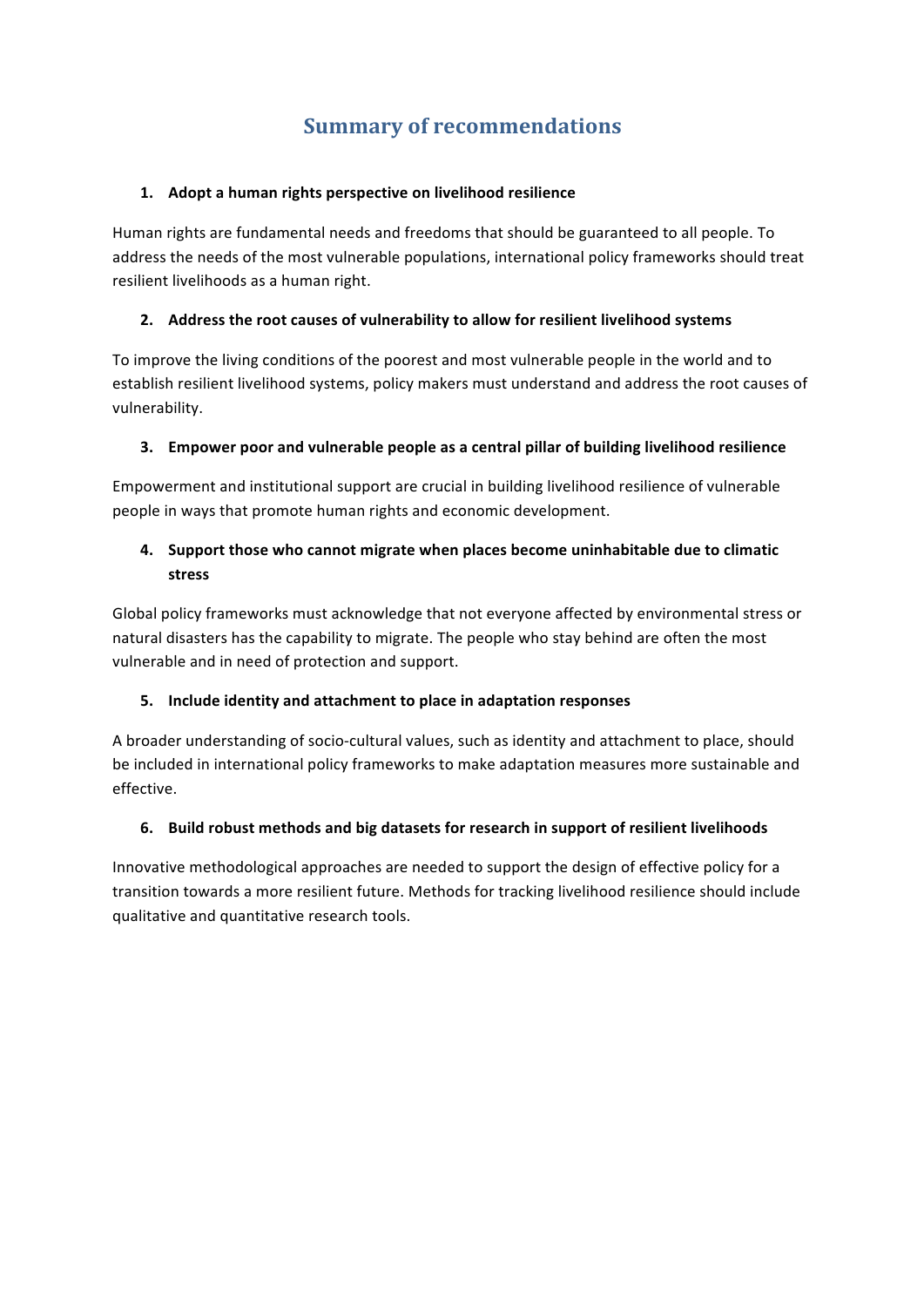## Summary of recommendations

1. **Adopt a human rights perspective on livelihood resilience**

Human rights are fundamental needs and freedoms that should be guaranteed to all people. To address the needs of the most vulnerable populations, international policy frameworks should treat resilient livelihoods as a human right.

2. **Address the root causes of vulnerability to allow for resilient livelihood systems**

To improve the living conditions of the poorest and most vulnerable people in the world and to establish resilient livelihood systems, policy makers must understand and address the root causes of vulnerability.

3. **Empower poor and vulnerable people as a central pillar of building livelihood resilience**

Empowerment and institutional support are crucial in building livelihood resilience of vulnerable people in ways that promote human rights and economic development.

4. **Support those who cannot migrate when places become uninhabitable due to climatic stress**

Global policy frameworks must acknowledge that not everyone affected by environmental stress or natural disasters has the capability to migrate. The people who stay behind are often the most vulnerable and in need of protection and support.

5. **Include identity and attachment to place in adaptation responses**

A broader understanding of socio-cultural values, such as identity and attachment to place, should be included in international policy frameworks to make adaptation measures more sustainable and effective.

6. **Build robust methods and big datasets for research in support of resilient livelihoods**

Innovative methodological approaches are needed to support the design of effective policy for a transition towards a more resilient future. Methods for tracking livelihood resilience should include qualitative and quantitative research tools.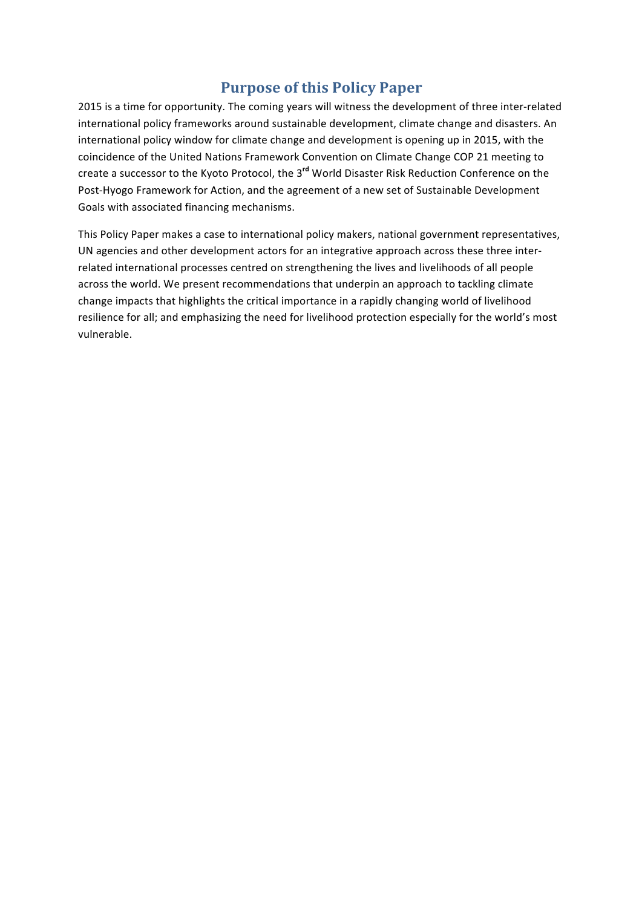# Purpose of this Policy Paper

2015 is a time for opportunity. The coming years will witness the development of three inter-related international policy frameworks around sustainable development, climate change and disasters. An international policy window for climate change and development is opening up in 2015, with the coincidence of the United Nations Framework Convention on Climate Change COP 21 meeting to create a successor to the Kyoto Protocol, the 3rd World Disaster Risk Reduction Conference on the Post-Hyogo Framework for Action, and the agreement of a new set of Sustainable Development Goals with associated financing mechanisms.

This Policy Paper makes a case to international policy makers, national government representatives, UN agencies and other development actors for an integrative approach across these three inter-related international processes centred on strengthening the lives and livelihoods of all people across the world. We present recommendations that underpin an approach to tackling climate change impacts that highlights the critical importance in a rapidly changing world of livelihood resilience for all; and emphasizing the need for livelihood protection especially for the world's most vulnerable.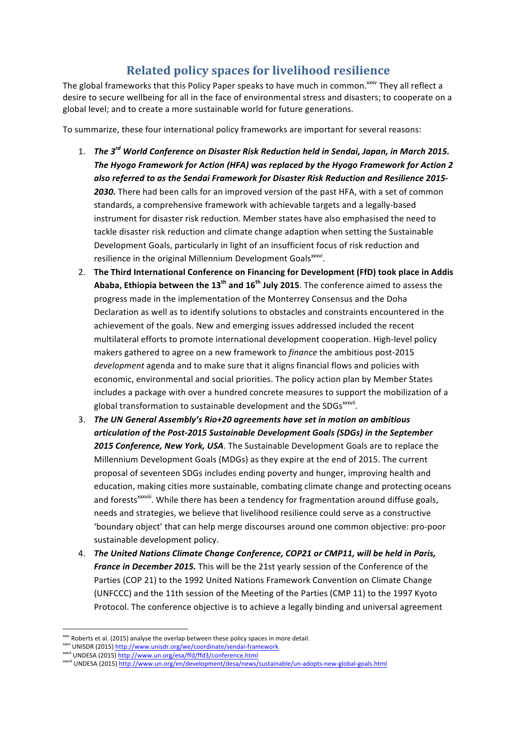## Related policy spaces for livelihood resilience

The global frameworks that this Policy Paper speaks to have much in common.[xxxv] They all reflect a desire to secure wellbeing for all in the face of environmental stress and disasters; to cooperate on a global level; and to create a more sustainable world for future generations.

To summarize, these four international policy frameworks are important for several reasons:

1. ***The 3rd World Conference on Disaster Risk Reduction held in Sendai, Japan, in March 2015. The Hyogo Framework for Action (HFA) was replaced by the Hyogo Framework for Action 2 also referred to as the Sendai Framework for Disaster Risk Reduction and Resilience 2015-2030.*** There had been calls for an improved version of the past HFA, with a set of common standards, a comprehensive framework with achievable targets and a legally-based instrument for disaster risk reduction. Member states have also emphasised the need to tackle disaster risk reduction and climate change adaption when setting the Sustainable Development Goals, particularly in light of an insufficient focus of risk reduction and resilience in the original Millennium Development Goals[xxxvi].
2. **The Third International Conference on Financing for Development (FfD) took place in Addis Ababa, Ethiopia between the 13th and 16th July 2015**. The conference aimed to assess the progress made in the implementation of the Monterrey Consensus and the Doha Declaration as well as to identify solutions to obstacles and constraints encountered in the achievement of the goals. New and emerging issues addressed included the recent multilateral efforts to promote international development cooperation. High-level policy makers gathered to agree on a new framework to *finance* the ambitious post-2015 *development* agenda and to make sure that it aligns financial flows and policies with economic, environmental and social priorities. The policy action plan by Member States includes a package with over a hundred concrete measures to support the mobilization of a global transformation to sustainable development and the SDGs[xxxvii].
3. ***The UN General Assembly's Rio+20 agreements have set in motion an ambitious articulation of the Post-2015 Sustainable Development Goals (SDGs) in the September 2015 Conference, New York, USA***. The Sustainable Development Goals are to replace the Millennium Development Goals (MDGs) as they expire at the end of 2015. The current proposal of seventeen SDGs includes ending poverty and hunger, improving health and education, making cities more sustainable, combating climate change and protecting oceans and forests[xxxviii]. While there has been a tendency for fragmentation around diffuse goals, needs and strategies, we believe that livelihood resilience could serve as a constructive 'boundary object' that can help merge discourses around one common objective: pro-poor sustainable development policy.
4. ***The United Nations Climate Change Conference, COP21 or CMP11, will be held in Paris, France in December 2015.*** This will be the 21st yearly session of the Conference of the Parties (COP 21) to the 1992 United Nations Framework Convention on Climate Change (UNFCCC) and the 11th session of the Meeting of the Parties (CMP 11) to the 1997 Kyoto Protocol. The conference objective is to achieve a legally binding and universal agreement

---

[xxxv] Roberts et al. (2015) analyse the overlap between these policy spaces in more detail.

[xxxvi] UNISDR (2015) http://www.unisdr.org/we/coordinate/sendai-framework

[xxxvii] UNDESA (2015) http://www.un.org/esa/ffd/ffd3/conference.html

[xxxviii] UNDESA (2015) http://www.un.org/en/development/desa/news/sustainable/un-adopts-new-global-goals.html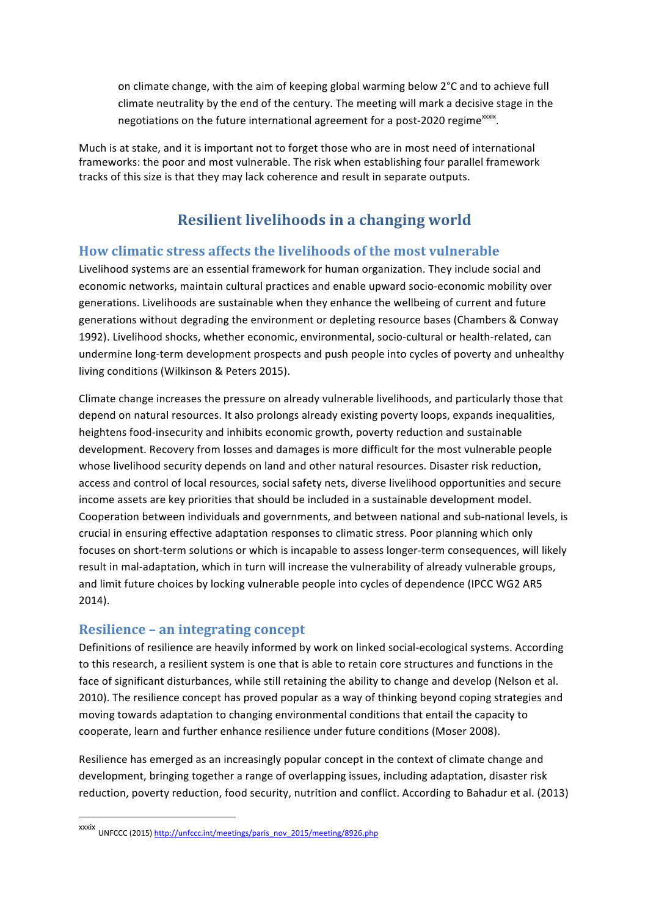on climate change, with the aim of keeping global warming below 2°C and to achieve full climate neutrality by the end of the century. The meeting will mark a decisive stage in the negotiations on the future international agreement for a post-2020 regime[xxxix].

Much is at stake, and it is important not to forget those who are in most need of international frameworks: the poor and most vulnerable. The risk when establishing four parallel framework tracks of this size is that they may lack coherence and result in separate outputs.

# Resilient livelihoods in a changing world

## How climatic stress affects the livelihoods of the most vulnerable

Livelihood systems are an essential framework for human organization. They include social and economic networks, maintain cultural practices and enable upward socio-economic mobility over generations. Livelihoods are sustainable when they enhance the wellbeing of current and future generations without degrading the environment or depleting resource bases (Chambers & Conway 1992). Livelihood shocks, whether economic, environmental, socio-cultural or health-related, can undermine long-term development prospects and push people into cycles of poverty and unhealthy living conditions (Wilkinson & Peters 2015).

Climate change increases the pressure on already vulnerable livelihoods, and particularly those that depend on natural resources. It also prolongs already existing poverty loops, expands inequalities, heightens food-insecurity and inhibits economic growth, poverty reduction and sustainable development. Recovery from losses and damages is more difficult for the most vulnerable people whose livelihood security depends on land and other natural resources. Disaster risk reduction, access and control of local resources, social safety nets, diverse livelihood opportunities and secure income assets are key priorities that should be included in a sustainable development model. Cooperation between individuals and governments, and between national and sub-national levels, is crucial in ensuring effective adaptation responses to climatic stress. Poor planning which only focuses on short-term solutions or which is incapable to assess longer-term consequences, will likely result in mal-adaptation, which in turn will increase the vulnerability of already vulnerable groups, and limit future choices by locking vulnerable people into cycles of dependence (IPCC WG2 AR5 2014).

## Resilience – an integrating concept

Definitions of resilience are heavily informed by work on linked social-ecological systems. According to this research, a resilient system is one that is able to retain core structures and functions in the face of significant disturbances, while still retaining the ability to change and develop (Nelson et al. 2010). The resilience concept has proved popular as a way of thinking beyond coping strategies and moving towards adaptation to changing environmental conditions that entail the capacity to cooperate, learn and further enhance resilience under future conditions (Moser 2008).

Resilience has emerged as an increasingly popular concept in the context of climate change and development, bringing together a range of overlapping issues, including adaptation, disaster risk reduction, poverty reduction, food security, nutrition and conflict. According to Bahadur et al. (2013)

---

[xxxix] UNFCCC (2015) http://unfccc.int/meetings/paris_nov_2015/meeting/8926.php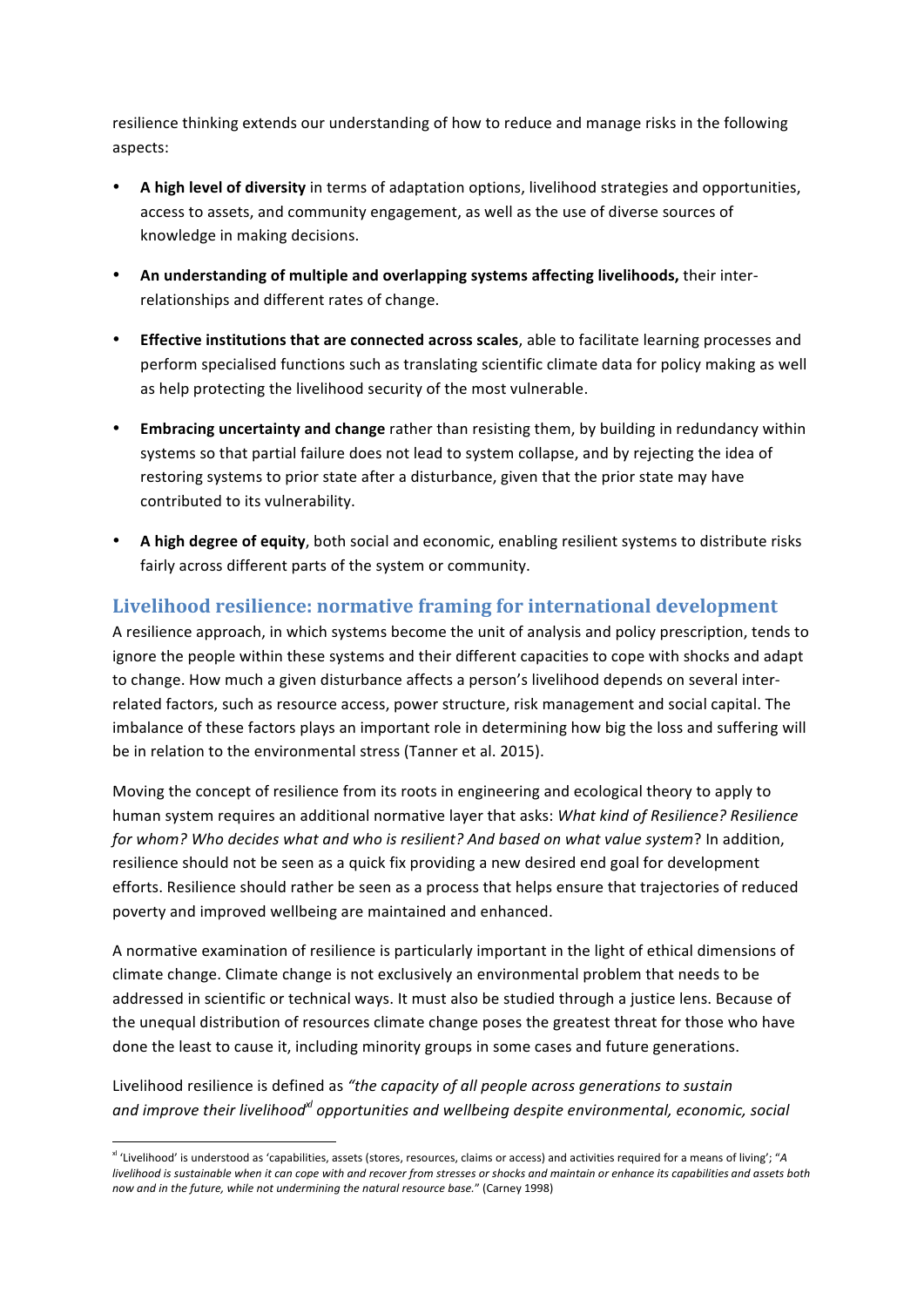resilience thinking extends our understanding of how to reduce and manage risks in the following aspects:

- **A high level of diversity** in terms of adaptation options, livelihood strategies and opportunities, access to assets, and community engagement, as well as the use of diverse sources of knowledge in making decisions.
- **An understanding of multiple and overlapping systems affecting livelihoods,** their inter-relationships and different rates of change.
- **Effective institutions that are connected across scales**, able to facilitate learning processes and perform specialised functions such as translating scientific climate data for policy making as well as help protecting the livelihood security of the most vulnerable.
- **Embracing uncertainty and change** rather than resisting them, by building in redundancy within systems so that partial failure does not lead to system collapse, and by rejecting the idea of restoring systems to prior state after a disturbance, given that the prior state may have contributed to its vulnerability.
- **A high degree of equity**, both social and economic, enabling resilient systems to distribute risks fairly across different parts of the system or community.

## Livelihood resilience: normative framing for international development

A resilience approach, in which systems become the unit of analysis and policy prescription, tends to ignore the people within these systems and their different capacities to cope with shocks and adapt to change. How much a given disturbance affects a person's livelihood depends on several inter-related factors, such as resource access, power structure, risk management and social capital. The imbalance of these factors plays an important role in determining how big the loss and suffering will be in relation to the environmental stress (Tanner et al. 2015).

Moving the concept of resilience from its roots in engineering and ecological theory to apply to human system requires an additional normative layer that asks: *What kind of Resilience? Resilience for whom? Who decides what and who is resilient? And based on what value system*? In addition, resilience should not be seen as a quick fix providing a new desired end goal for development efforts. Resilience should rather be seen as a process that helps ensure that trajectories of reduced poverty and improved wellbeing are maintained and enhanced.

A normative examination of resilience is particularly important in the light of ethical dimensions of climate change. Climate change is not exclusively an environmental problem that needs to be addressed in scientific or technical ways. It must also be studied through a justice lens. Because of the unequal distribution of resources climate change poses the greatest threat for those who have done the least to cause it, including minority groups in some cases and future generations.

Livelihood resilience is defined as *"the capacity of all people across generations to sustain and improve their livelihood*[xl] *opportunities and wellbeing despite environmental, economic, social*

---

[xl] 'Livelihood' is understood as 'capabilities, assets (stores, resources, claims or access) and activities required for a means of living'; "*A livelihood is sustainable when it can cope with and recover from stresses or shocks and maintain or enhance its capabilities and assets both now and in the future, while not undermining the natural resource base.*" (Carney 1998)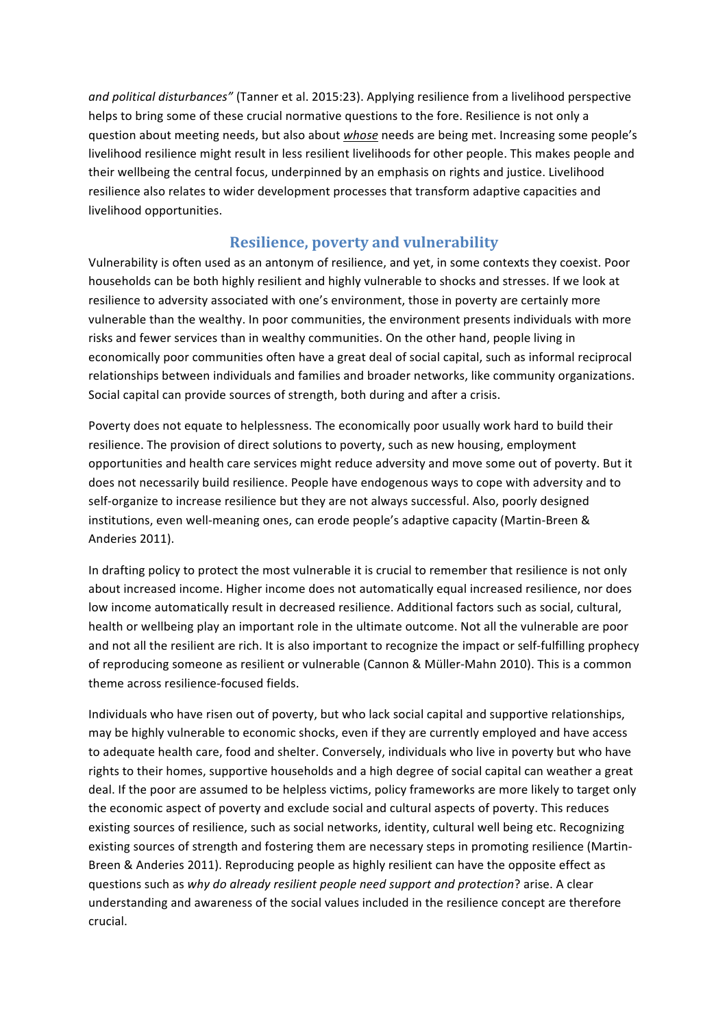*and political disturbances"* (Tanner et al. 2015:23). Applying resilience from a livelihood perspective helps to bring some of these crucial normative questions to the fore. Resilience is not only a question about meeting needs, but also about ***whose*** needs are being met. Increasing some people's livelihood resilience might result in less resilient livelihoods for other people. This makes people and their wellbeing the central focus, underpinned by an emphasis on rights and justice. Livelihood resilience also relates to wider development processes that transform adaptive capacities and livelihood opportunities.

## Resilience, poverty and vulnerability

Vulnerability is often used as an antonym of resilience, and yet, in some contexts they coexist. Poor households can be both highly resilient and highly vulnerable to shocks and stresses. If we look at resilience to adversity associated with one's environment, those in poverty are certainly more vulnerable than the wealthy. In poor communities, the environment presents individuals with more risks and fewer services than in wealthy communities. On the other hand, people living in economically poor communities often have a great deal of social capital, such as informal reciprocal relationships between individuals and families and broader networks, like community organizations. Social capital can provide sources of strength, both during and after a crisis.

Poverty does not equate to helplessness. The economically poor usually work hard to build their resilience. The provision of direct solutions to poverty, such as new housing, employment opportunities and health care services might reduce adversity and move some out of poverty. But it does not necessarily build resilience. People have endogenous ways to cope with adversity and to self-organize to increase resilience but they are not always successful. Also, poorly designed institutions, even well-meaning ones, can erode people's adaptive capacity (Martin-Breen & Anderies 2011).

In drafting policy to protect the most vulnerable it is crucial to remember that resilience is not only about increased income. Higher income does not automatically equal increased resilience, nor does low income automatically result in decreased resilience. Additional factors such as social, cultural, health or wellbeing play an important role in the ultimate outcome. Not all the vulnerable are poor and not all the resilient are rich. It is also important to recognize the impact or self-fulfilling prophecy of reproducing someone as resilient or vulnerable (Cannon & Müller-Mahn 2010). This is a common theme across resilience-focused fields.

Individuals who have risen out of poverty, but who lack social capital and supportive relationships, may be highly vulnerable to economic shocks, even if they are currently employed and have access to adequate health care, food and shelter. Conversely, individuals who live in poverty but who have rights to their homes, supportive households and a high degree of social capital can weather a great deal. If the poor are assumed to be helpless victims, policy frameworks are more likely to target only the economic aspect of poverty and exclude social and cultural aspects of poverty. This reduces existing sources of resilience, such as social networks, identity, cultural well being etc. Recognizing existing sources of strength and fostering them are necessary steps in promoting resilience (Martin-Breen & Anderies 2011). Reproducing people as highly resilient can have the opposite effect as questions such as *why do already resilient people need support and protection*? arise. A clear understanding and awareness of the social values included in the resilience concept are therefore crucial.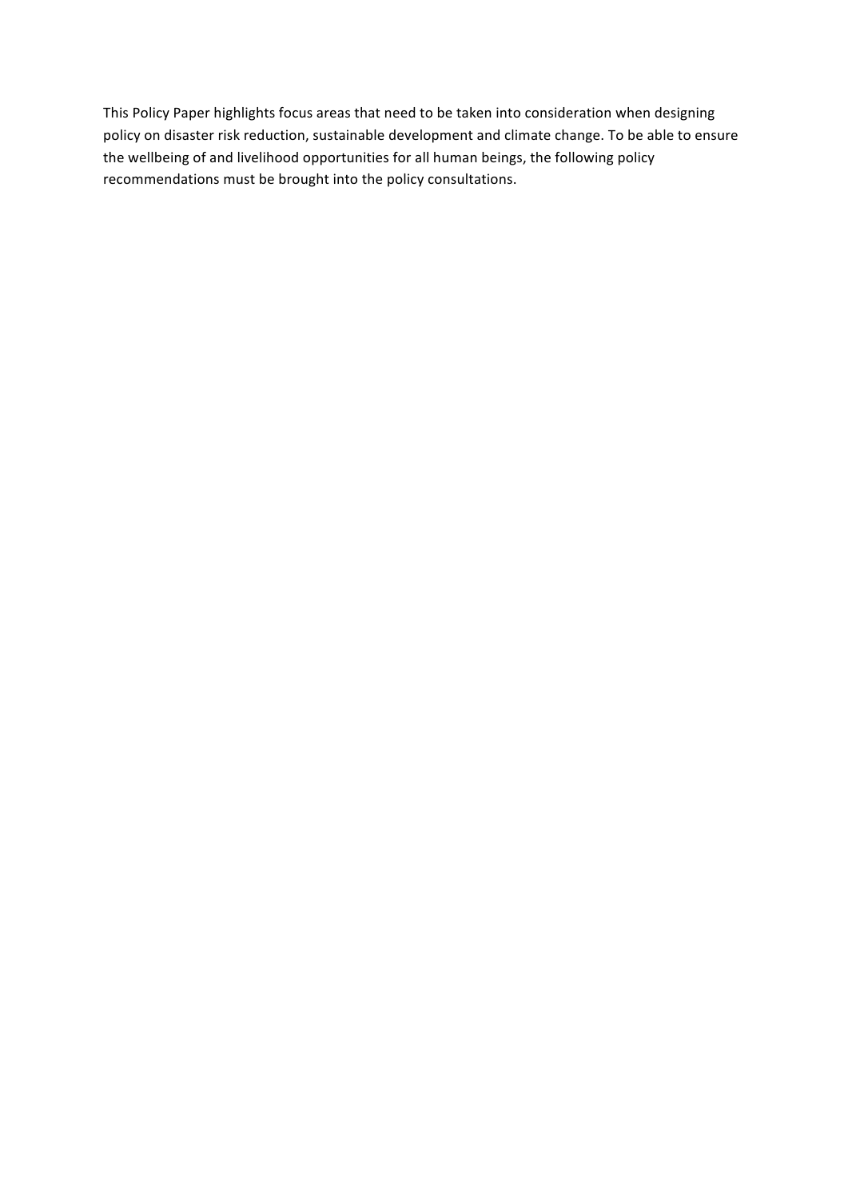This Policy Paper highlights focus areas that need to be taken into consideration when designing policy on disaster risk reduction, sustainable development and climate change. To be able to ensure the wellbeing of and livelihood opportunities for all human beings, the following policy recommendations must be brought into the policy consultations.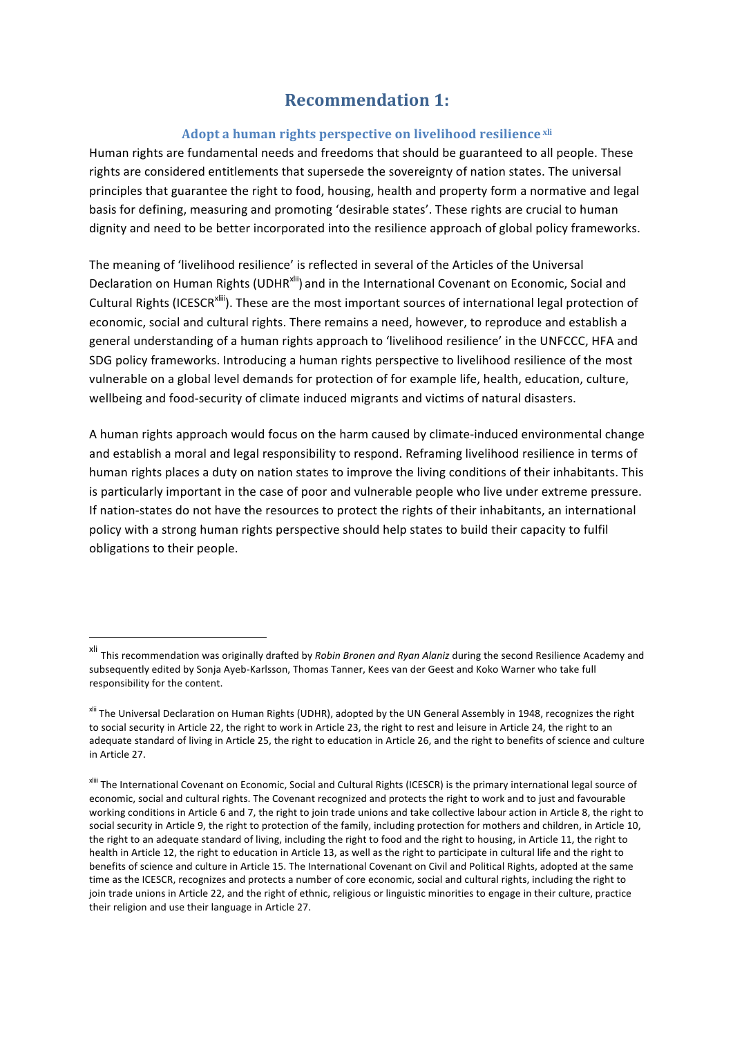# Recommendation 1:

## Adopt a human rights perspective on livelihood resilience [xli]

Human rights are fundamental needs and freedoms that should be guaranteed to all people. These rights are considered entitlements that supersede the sovereignty of nation states. The universal principles that guarantee the right to food, housing, health and property form a normative and legal basis for defining, measuring and promoting 'desirable states'. These rights are crucial to human dignity and need to be better incorporated into the resilience approach of global policy frameworks.

The meaning of 'livelihood resilience' is reflected in several of the Articles of the Universal Declaration on Human Rights (UDHR[xlii]) and in the International Covenant on Economic, Social and Cultural Rights (ICESCR[xliii]). These are the most important sources of international legal protection of economic, social and cultural rights. There remains a need, however, to reproduce and establish a general understanding of a human rights approach to 'livelihood resilience' in the UNFCCC, HFA and SDG policy frameworks. Introducing a human rights perspective to livelihood resilience of the most vulnerable on a global level demands for protection of for example life, health, education, culture, wellbeing and food-security of climate induced migrants and victims of natural disasters.

A human rights approach would focus on the harm caused by climate-induced environmental change and establish a moral and legal responsibility to respond. Reframing livelihood resilience in terms of human rights places a duty on nation states to improve the living conditions of their inhabitants. This is particularly important in the case of poor and vulnerable people who live under extreme pressure. If nation-states do not have the resources to protect the rights of their inhabitants, an international policy with a strong human rights perspective should help states to build their capacity to fulfil obligations to their people.

---

[xli] This recommendation was originally drafted by *Robin Bronen and Ryan Alaniz* during the second Resilience Academy and subsequently edited by Sonja Ayeb-Karlsson, Thomas Tanner, Kees van der Geest and Koko Warner who take full responsibility for the content.

[xlii] The Universal Declaration on Human Rights (UDHR), adopted by the UN General Assembly in 1948, recognizes the right to social security in Article 22, the right to work in Article 23, the right to rest and leisure in Article 24, the right to an adequate standard of living in Article 25, the right to education in Article 26, and the right to benefits of science and culture in Article 27.

[xliii] The International Covenant on Economic, Social and Cultural Rights (ICESCR) is the primary international legal source of economic, social and cultural rights. The Covenant recognized and protects the right to work and to just and favourable working conditions in Article 6 and 7, the right to join trade unions and take collective labour action in Article 8, the right to social security in Article 9, the right to protection of the family, including protection for mothers and children, in Article 10, the right to an adequate standard of living, including the right to food and the right to housing, in Article 11, the right to health in Article 12, the right to education in Article 13, as well as the right to participate in cultural life and the right to benefits of science and culture in Article 15. The International Covenant on Civil and Political Rights, adopted at the same time as the ICESCR, recognizes and protects a number of core economic, social and cultural rights, including the right to join trade unions in Article 22, and the right of ethnic, religious or linguistic minorities to engage in their culture, practice their religion and use their language in Article 27.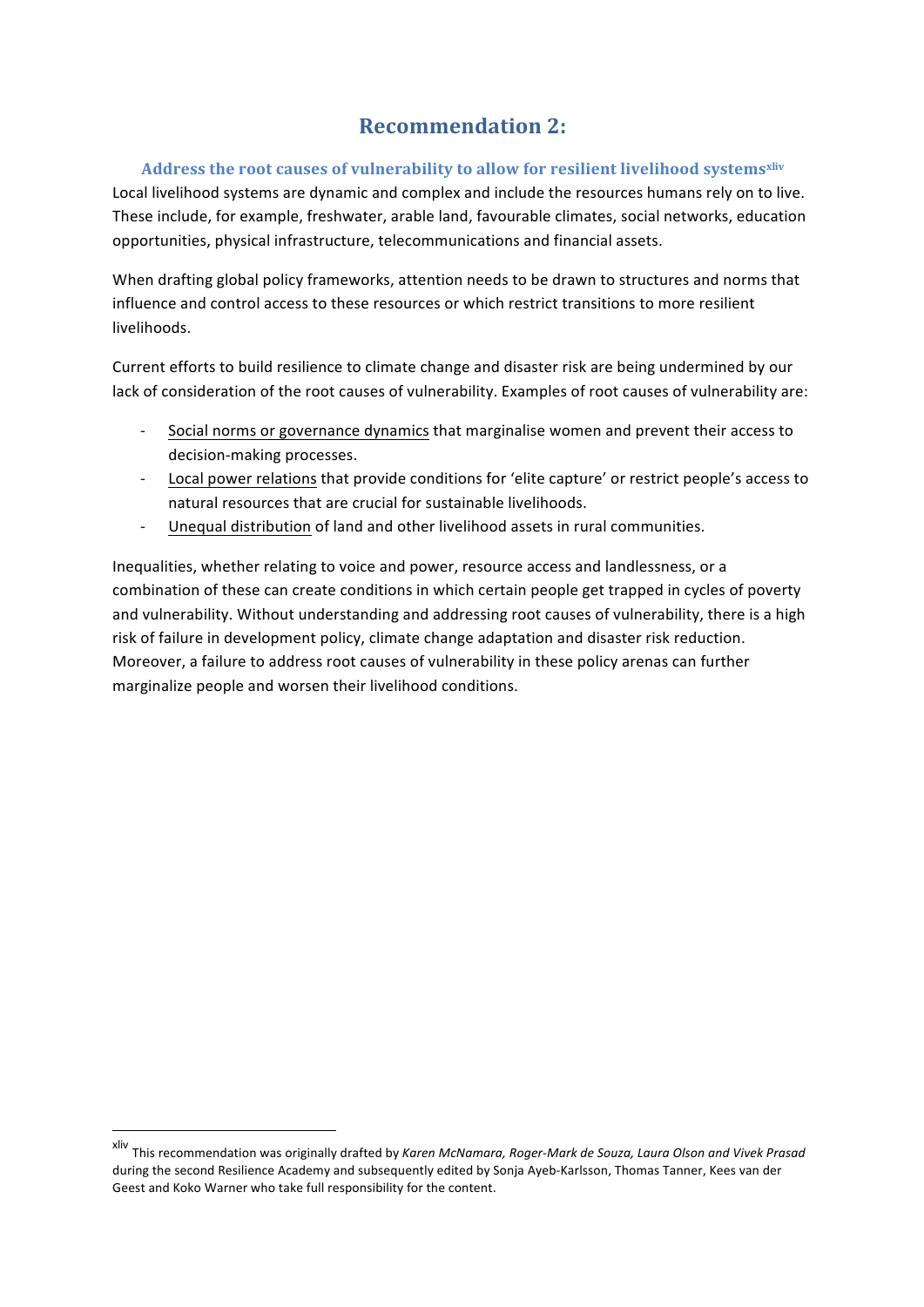# Recommendation 2:

### Address the root causes of vulnerability to allow for resilient livelihood systems[xliv]

Local livelihood systems are dynamic and complex and include the resources humans rely on to live. These include, for example, freshwater, arable land, favourable climates, social networks, education opportunities, physical infrastructure, telecommunications and financial assets.

When drafting global policy frameworks, attention needs to be drawn to structures and norms that influence and control access to these resources or which restrict transitions to more resilient livelihoods.

Current efforts to build resilience to climate change and disaster risk are being undermined by our lack of consideration of the root causes of vulnerability. Examples of root causes of vulnerability are:

- <u>Social norms or governance dynamics</u> that marginalise women and prevent their access to decision-making processes.
- <u>Local power relations</u> that provide conditions for 'elite capture' or restrict people's access to natural resources that are crucial for sustainable livelihoods.
- <u>Unequal distribution</u> of land and other livelihood assets in rural communities.

Inequalities, whether relating to voice and power, resource access and landlessness, or a combination of these can create conditions in which certain people get trapped in cycles of poverty and vulnerability. Without understanding and addressing root causes of vulnerability, there is a high risk of failure in development policy, climate change adaptation and disaster risk reduction. Moreover, a failure to address root causes of vulnerability in these policy arenas can further marginalize people and worsen their livelihood conditions.

---

[xliv] This recommendation was originally drafted by *Karen McNamara, Roger-Mark de Souza, Laura Olson and Vivek Prasad* during the second Resilience Academy and subsequently edited by Sonja Ayeb-Karlsson, Thomas Tanner, Kees van der Geest and Koko Warner who take full responsibility for the content.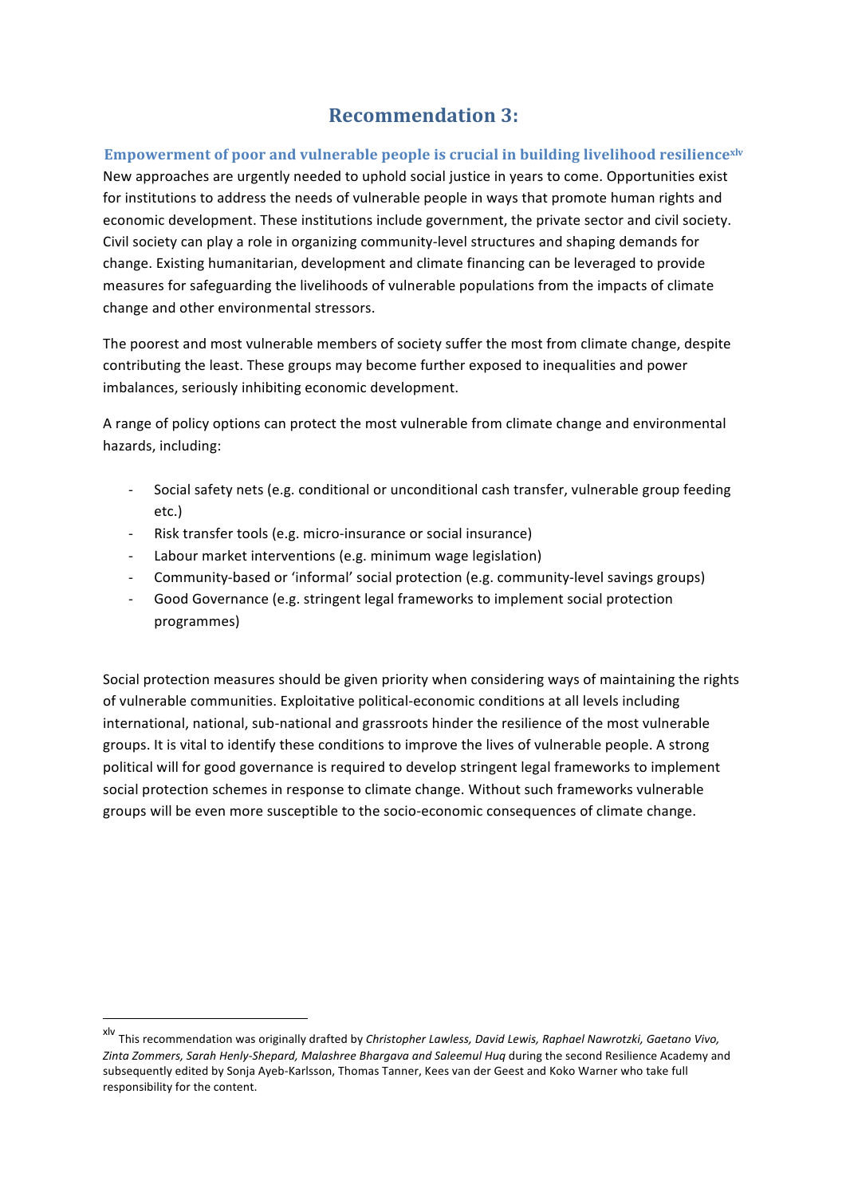# Recommendation 3:

## Empowerment of poor and vulnerable people is crucial in building livelihood resilience[xlv]

New approaches are urgently needed to uphold social justice in years to come. Opportunities exist for institutions to address the needs of vulnerable people in ways that promote human rights and economic development. These institutions include government, the private sector and civil society. Civil society can play a role in organizing community-level structures and shaping demands for change. Existing humanitarian, development and climate financing can be leveraged to provide measures for safeguarding the livelihoods of vulnerable populations from the impacts of climate change and other environmental stressors.

The poorest and most vulnerable members of society suffer the most from climate change, despite contributing the least. These groups may become further exposed to inequalities and power imbalances, seriously inhibiting economic development.

A range of policy options can protect the most vulnerable from climate change and environmental hazards, including:

- Social safety nets (e.g. conditional or unconditional cash transfer, vulnerable group feeding etc.)
- Risk transfer tools (e.g. micro-insurance or social insurance)
- Labour market interventions (e.g. minimum wage legislation)
- Community-based or 'informal' social protection (e.g. community-level savings groups)
- Good Governance (e.g. stringent legal frameworks to implement social protection programmes)

Social protection measures should be given priority when considering ways of maintaining the rights of vulnerable communities. Exploitative political-economic conditions at all levels including international, national, sub-national and grassroots hinder the resilience of the most vulnerable groups. It is vital to identify these conditions to improve the lives of vulnerable people. A strong political will for good governance is required to develop stringent legal frameworks to implement social protection schemes in response to climate change. Without such frameworks vulnerable groups will be even more susceptible to the socio-economic consequences of climate change.

---

[xlv] This recommendation was originally drafted by *Christopher Lawless, David Lewis, Raphael Nawrotzki, Gaetano Vivo, Zinta Zommers, Sarah Henly-Shepard, Malashree Bhargava and Saleemul Huq* during the second Resilience Academy and subsequently edited by Sonja Ayeb-Karlsson, Thomas Tanner, Kees van der Geest and Koko Warner who take full responsibility for the content.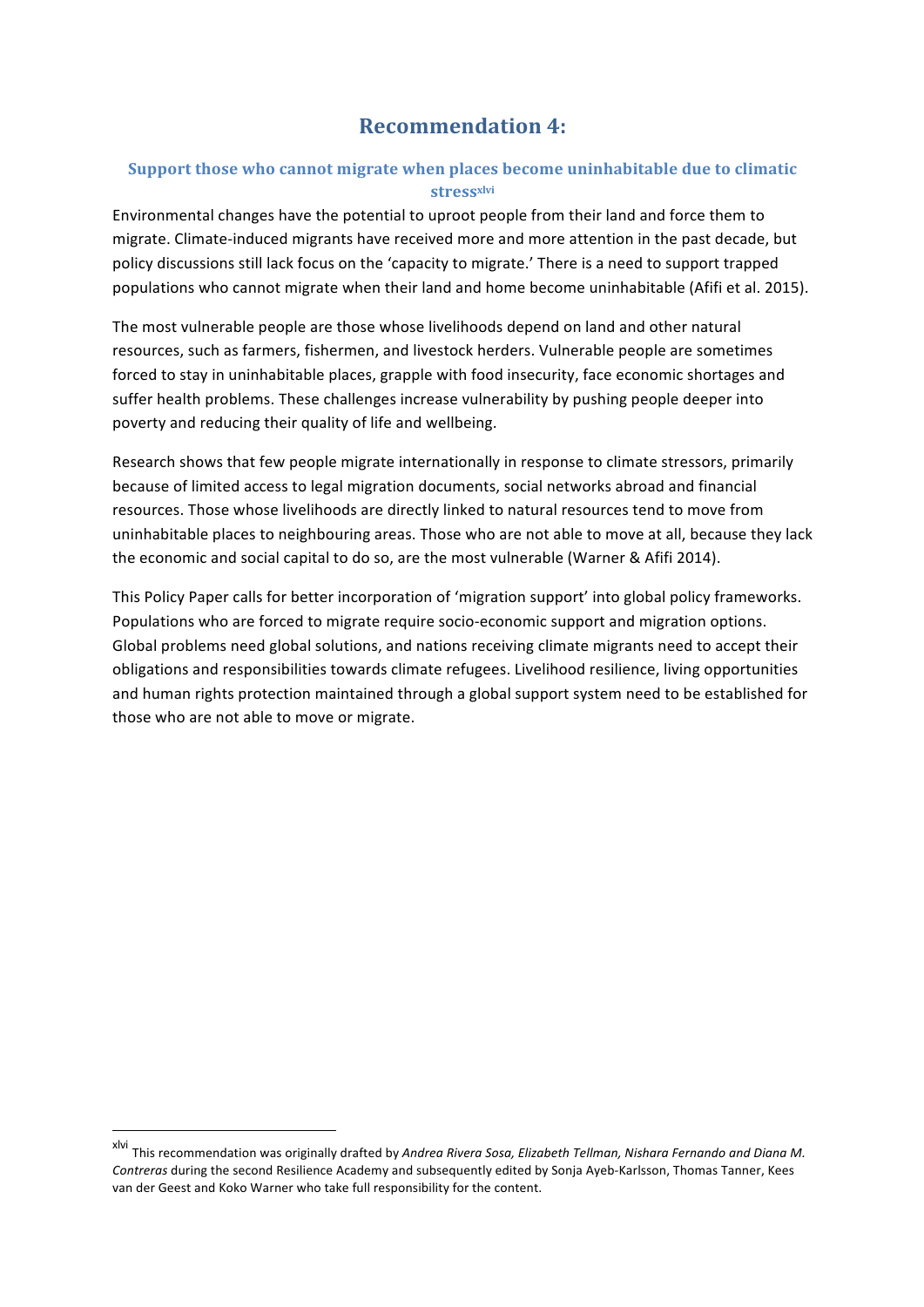# Recommendation 4:

## Support those who cannot migrate when places become uninhabitable due to climatic stress[xlvi]

Environmental changes have the potential to uproot people from their land and force them to migrate. Climate-induced migrants have received more and more attention in the past decade, but policy discussions still lack focus on the 'capacity to migrate.' There is a need to support trapped populations who cannot migrate when their land and home become uninhabitable (Afifi et al. 2015).

The most vulnerable people are those whose livelihoods depend on land and other natural resources, such as farmers, fishermen, and livestock herders. Vulnerable people are sometimes forced to stay in uninhabitable places, grapple with food insecurity, face economic shortages and suffer health problems. These challenges increase vulnerability by pushing people deeper into poverty and reducing their quality of life and wellbeing.

Research shows that few people migrate internationally in response to climate stressors, primarily because of limited access to legal migration documents, social networks abroad and financial resources. Those whose livelihoods are directly linked to natural resources tend to move from uninhabitable places to neighbouring areas. Those who are not able to move at all, because they lack the economic and social capital to do so, are the most vulnerable (Warner & Afifi 2014).

This Policy Paper calls for better incorporation of 'migration support' into global policy frameworks. Populations who are forced to migrate require socio-economic support and migration options. Global problems need global solutions, and nations receiving climate migrants need to accept their obligations and responsibilities towards climate refugees. Livelihood resilience, living opportunities and human rights protection maintained through a global support system need to be established for those who are not able to move or migrate.

---

[xlvi] This recommendation was originally drafted by *Andrea Rivera Sosa, Elizabeth Tellman, Nishara Fernando and Diana M. Contreras* during the second Resilience Academy and subsequently edited by Sonja Ayeb-Karlsson, Thomas Tanner, Kees van der Geest and Koko Warner who take full responsibility for the content.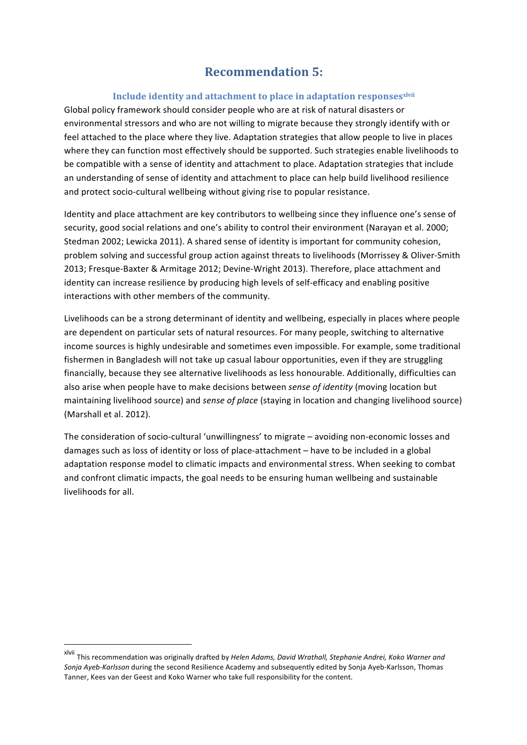# Recommendation 5:

### Include identity and attachment to place in adaptation responses[xlvii]

Global policy framework should consider people who are at risk of natural disasters or environmental stressors and who are not willing to migrate because they strongly identify with or feel attached to the place where they live. Adaptation strategies that allow people to live in places where they can function most effectively should be supported. Such strategies enable livelihoods to be compatible with a sense of identity and attachment to place. Adaptation strategies that include an understanding of sense of identity and attachment to place can help build livelihood resilience and protect socio-cultural wellbeing without giving rise to popular resistance.

Identity and place attachment are key contributors to wellbeing since they influence one's sense of security, good social relations and one's ability to control their environment (Narayan et al. 2000; Stedman 2002; Lewicka 2011). A shared sense of identity is important for community cohesion, problem solving and successful group action against threats to livelihoods (Morrissey & Oliver-Smith 2013; Fresque-Baxter & Armitage 2012; Devine-Wright 2013). Therefore, place attachment and identity can increase resilience by producing high levels of self-efficacy and enabling positive interactions with other members of the community.

Livelihoods can be a strong determinant of identity and wellbeing, especially in places where people are dependent on particular sets of natural resources. For many people, switching to alternative income sources is highly undesirable and sometimes even impossible. For example, some traditional fishermen in Bangladesh will not take up casual labour opportunities, even if they are struggling financially, because they see alternative livelihoods as less honourable. Additionally, difficulties can also arise when people have to make decisions between *sense of identity* (moving location but maintaining livelihood source) and *sense of place* (staying in location and changing livelihood source) (Marshall et al. 2012).

The consideration of socio-cultural 'unwillingness' to migrate – avoiding non-economic losses and damages such as loss of identity or loss of place-attachment – have to be included in a global adaptation response model to climatic impacts and environmental stress. When seeking to combat and confront climatic impacts, the goal needs to be ensuring human wellbeing and sustainable livelihoods for all.

---

[xlvii] This recommendation was originally drafted by *Helen Adams, David Wrathall, Stephanie Andrei, Koko Warner and Sonja Ayeb-Karlsson* during the second Resilience Academy and subsequently edited by Sonja Ayeb-Karlsson, Thomas Tanner, Kees van der Geest and Koko Warner who take full responsibility for the content.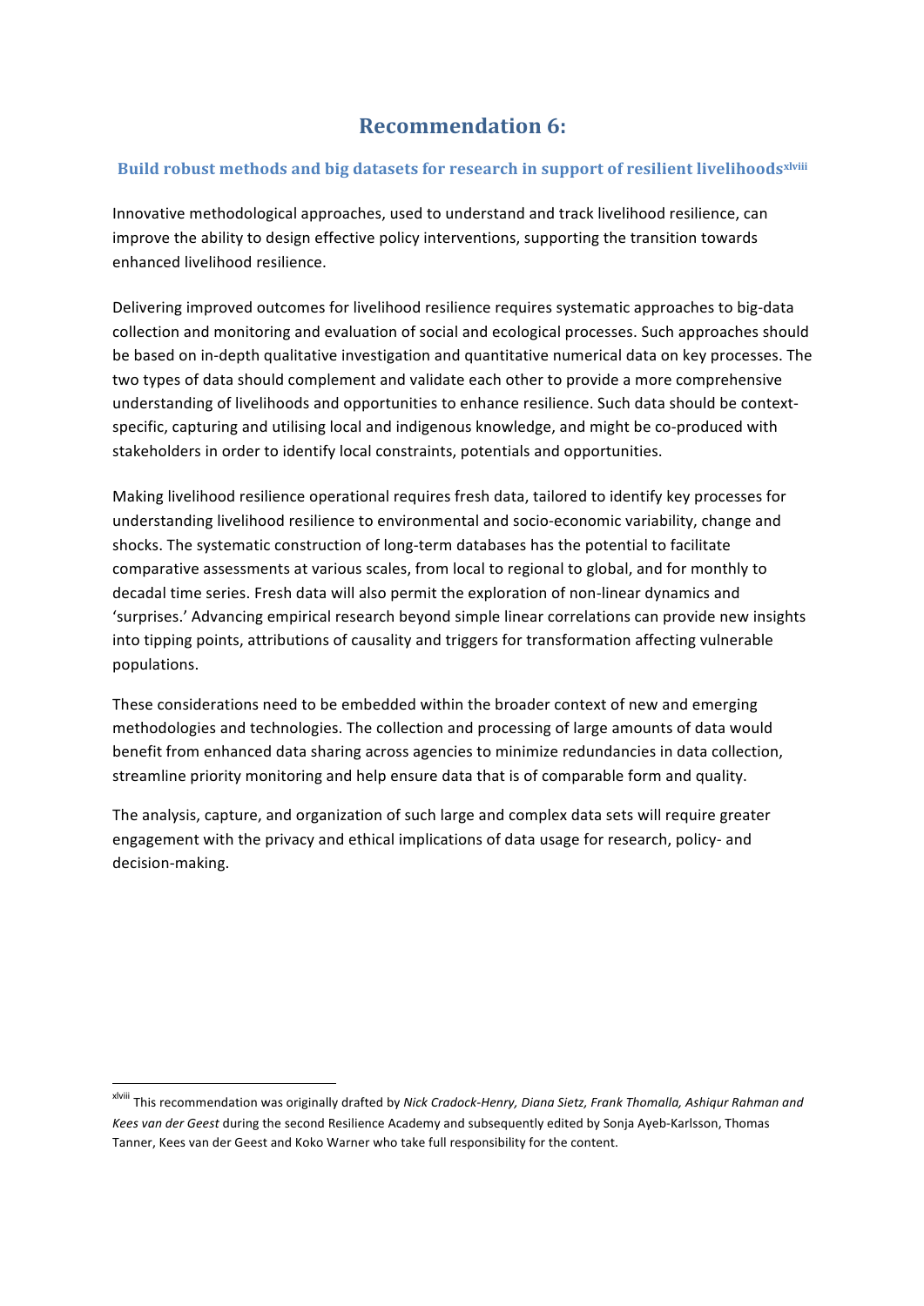# Recommendation 6:

### Build robust methods and big datasets for research in support of resilient livelihoods[xlviii]

Innovative methodological approaches, used to understand and track livelihood resilience, can improve the ability to design effective policy interventions, supporting the transition towards enhanced livelihood resilience.

Delivering improved outcomes for livelihood resilience requires systematic approaches to big-data collection and monitoring and evaluation of social and ecological processes. Such approaches should be based on in-depth qualitative investigation and quantitative numerical data on key processes. The two types of data should complement and validate each other to provide a more comprehensive understanding of livelihoods and opportunities to enhance resilience. Such data should be context-specific, capturing and utilising local and indigenous knowledge, and might be co-produced with stakeholders in order to identify local constraints, potentials and opportunities.

Making livelihood resilience operational requires fresh data, tailored to identify key processes for understanding livelihood resilience to environmental and socio-economic variability, change and shocks. The systematic construction of long-term databases has the potential to facilitate comparative assessments at various scales, from local to regional to global, and for monthly to decadal time series. Fresh data will also permit the exploration of non-linear dynamics and 'surprises.' Advancing empirical research beyond simple linear correlations can provide new insights into tipping points, attributions of causality and triggers for transformation affecting vulnerable populations.

These considerations need to be embedded within the broader context of new and emerging methodologies and technologies. The collection and processing of large amounts of data would benefit from enhanced data sharing across agencies to minimize redundancies in data collection, streamline priority monitoring and help ensure data that is of comparable form and quality.

The analysis, capture, and organization of such large and complex data sets will require greater engagement with the privacy and ethical implications of data usage for research, policy- and decision-making.

---

[xlviii] This recommendation was originally drafted by *Nick Cradock-Henry, Diana Sietz, Frank Thomalla, Ashiqur Rahman and Kees van der Geest* during the second Resilience Academy and subsequently edited by Sonja Ayeb-Karlsson, Thomas Tanner, Kees van der Geest and Koko Warner who take full responsibility for the content.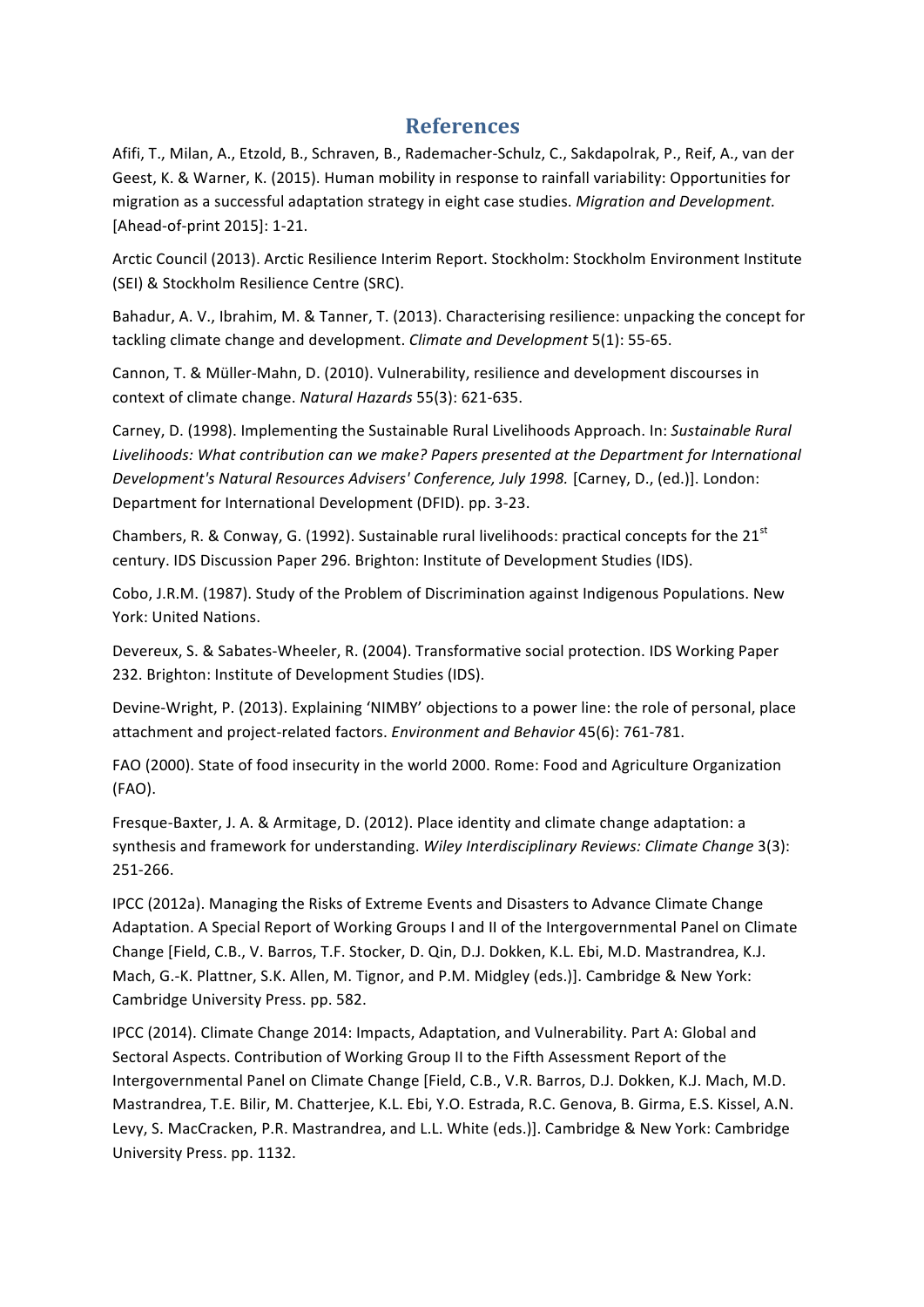# References

Afifi, T., Milan, A., Etzold, B., Schraven, B., Rademacher-Schulz, C., Sakdapolrak, P., Reif, A., van der Geest, K. & Warner, K. (2015). Human mobility in response to rainfall variability: Opportunities for migration as a successful adaptation strategy in eight case studies. *Migration and Development.* [Ahead-of-print 2015]: 1-21.

Arctic Council (2013). Arctic Resilience Interim Report. Stockholm: Stockholm Environment Institute (SEI) & Stockholm Resilience Centre (SRC).

Bahadur, A. V., Ibrahim, M. & Tanner, T. (2013). Characterising resilience: unpacking the concept for tackling climate change and development. *Climate and Development* 5(1): 55-65.

Cannon, T. & Müller-Mahn, D. (2010). Vulnerability, resilience and development discourses in context of climate change. *Natural Hazards* 55(3): 621-635.

Carney, D. (1998). Implementing the Sustainable Rural Livelihoods Approach. In: *Sustainable Rural Livelihoods: What contribution can we make? Papers presented at the Department for International Development's Natural Resources Advisers' Conference, July 1998.* [Carney, D., (ed.)]. London: Department for International Development (DFID). pp. 3-23.

Chambers, R. & Conway, G. (1992). Sustainable rural livelihoods: practical concepts for the 21st century. IDS Discussion Paper 296. Brighton: Institute of Development Studies (IDS).

Cobo, J.R.M. (1987). Study of the Problem of Discrimination against Indigenous Populations. New York: United Nations.

Devereux, S. & Sabates-Wheeler, R. (2004). Transformative social protection. IDS Working Paper 232. Brighton: Institute of Development Studies (IDS).

Devine-Wright, P. (2013). Explaining 'NIMBY' objections to a power line: the role of personal, place attachment and project-related factors. *Environment and Behavior* 45(6): 761-781.

FAO (2000). State of food insecurity in the world 2000. Rome: Food and Agriculture Organization (FAO).

Fresque-Baxter, J. A. & Armitage, D. (2012). Place identity and climate change adaptation: a synthesis and framework for understanding. *Wiley Interdisciplinary Reviews: Climate Change* 3(3): 251-266.

IPCC (2012a). Managing the Risks of Extreme Events and Disasters to Advance Climate Change Adaptation. A Special Report of Working Groups I and II of the Intergovernmental Panel on Climate Change [Field, C.B., V. Barros, T.F. Stocker, D. Qin, D.J. Dokken, K.L. Ebi, M.D. Mastrandrea, K.J. Mach, G.-K. Plattner, S.K. Allen, M. Tignor, and P.M. Midgley (eds.)]. Cambridge & New York: Cambridge University Press. pp. 582.

IPCC (2014). Climate Change 2014: Impacts, Adaptation, and Vulnerability. Part A: Global and Sectoral Aspects. Contribution of Working Group II to the Fifth Assessment Report of the Intergovernmental Panel on Climate Change [Field, C.B., V.R. Barros, D.J. Dokken, K.J. Mach, M.D. Mastrandrea, T.E. Bilir, M. Chatterjee, K.L. Ebi, Y.O. Estrada, R.C. Genova, B. Girma, E.S. Kissel, A.N. Levy, S. MacCracken, P.R. Mastrandrea, and L.L. White (eds.)]. Cambridge & New York: Cambridge University Press. pp. 1132.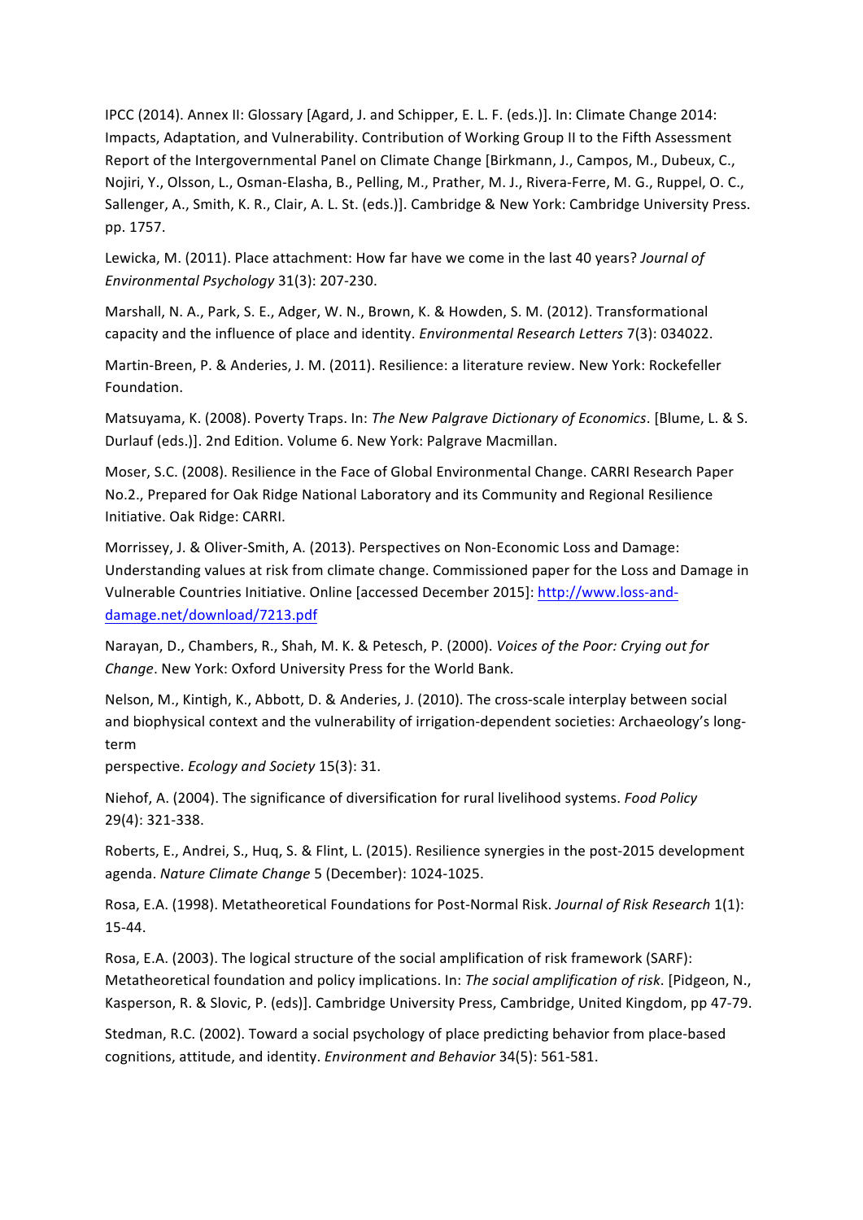IPCC (2014). Annex II: Glossary [Agard, J. and Schipper, E. L. F. (eds.)]. In: Climate Change 2014: Impacts, Adaptation, and Vulnerability. Contribution of Working Group II to the Fifth Assessment Report of the Intergovernmental Panel on Climate Change [Birkmann, J., Campos, M., Dubeux, C., Nojiri, Y., Olsson, L., Osman-Elasha, B., Pelling, M., Prather, M. J., Rivera-Ferre, M. G., Ruppel, O. C., Sallenger, A., Smith, K. R., Clair, A. L. St. (eds.)]. Cambridge & New York: Cambridge University Press. pp. 1757.

Lewicka, M. (2011). Place attachment: How far have we come in the last 40 years? *Journal of Environmental Psychology* 31(3): 207-230.

Marshall, N. A., Park, S. E., Adger, W. N., Brown, K. & Howden, S. M. (2012). Transformational capacity and the influence of place and identity. *Environmental Research Letters* 7(3): 034022.

Martin-Breen, P. & Anderies, J. M. (2011). Resilience: a literature review. New York: Rockefeller Foundation.

Matsuyama, K. (2008). Poverty Traps. In: *The New Palgrave Dictionary of Economics*. [Blume, L. & S. Durlauf (eds.)]. 2nd Edition. Volume 6. New York: Palgrave Macmillan.

Moser, S.C. (2008). Resilience in the Face of Global Environmental Change. CARRI Research Paper No.2., Prepared for Oak Ridge National Laboratory and its Community and Regional Resilience Initiative. Oak Ridge: CARRI.

Morrissey, J. & Oliver-Smith, A. (2013). Perspectives on Non-Economic Loss and Damage: Understanding values at risk from climate change. Commissioned paper for the Loss and Damage in Vulnerable Countries Initiative. Online [accessed December 2015]: http://www.loss-and-damage.net/download/7213.pdf

Narayan, D., Chambers, R., Shah, M. K. & Petesch, P. (2000). *Voices of the Poor: Crying out for Change*. New York: Oxford University Press for the World Bank.

Nelson, M., Kintigh, K., Abbott, D. & Anderies, J. (2010). The cross-scale interplay between social and biophysical context and the vulnerability of irrigation-dependent societies: Archaeology's long-term perspective. *Ecology and Society* 15(3): 31.

Niehof, A. (2004). The significance of diversification for rural livelihood systems. *Food Policy* 29(4): 321-338.

Roberts, E., Andrei, S., Huq, S. & Flint, L. (2015). Resilience synergies in the post-2015 development agenda. *Nature Climate Change* 5 (December): 1024-1025.

Rosa, E.A. (1998). Metatheoretical Foundations for Post-Normal Risk. *Journal of Risk Research* 1(1): 15-44.

Rosa, E.A. (2003). The logical structure of the social amplification of risk framework (SARF): Metatheoretical foundation and policy implications. In: *The social amplification of risk*. [Pidgeon, N., Kasperson, R. & Slovic, P. (eds)]. Cambridge University Press, Cambridge, United Kingdom, pp 47-79.

Stedman, R.C. (2002). Toward a social psychology of place predicting behavior from place-based cognitions, attitude, and identity. *Environment and Behavior* 34(5): 561-581.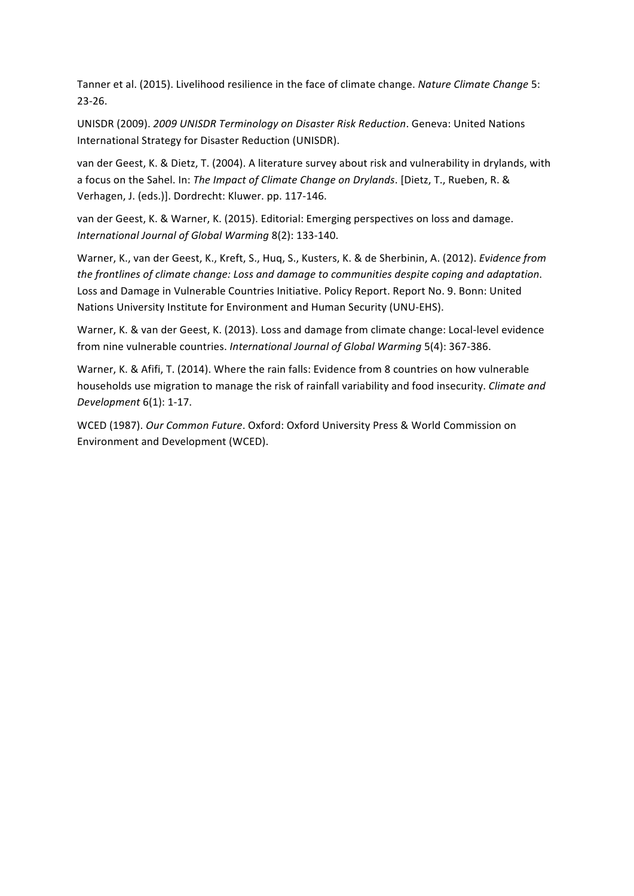Tanner et al. (2015). Livelihood resilience in the face of climate change. *Nature Climate Change* 5: 23-26.

UNISDR (2009). *2009 UNISDR Terminology on Disaster Risk Reduction*. Geneva: United Nations International Strategy for Disaster Reduction (UNISDR).

van der Geest, K. & Dietz, T. (2004). A literature survey about risk and vulnerability in drylands, with a focus on the Sahel. In: *The Impact of Climate Change on Drylands*. [Dietz, T., Rueben, R. & Verhagen, J. (eds.)]. Dordrecht: Kluwer. pp. 117-146.

van der Geest, K. & Warner, K. (2015). Editorial: Emerging perspectives on loss and damage. *International Journal of Global Warming* 8(2): 133-140.

Warner, K., van der Geest, K., Kreft, S., Huq, S., Kusters, K. & de Sherbinin, A. (2012). *Evidence from the frontlines of climate change: Loss and damage to communities despite coping and adaptation*. Loss and Damage in Vulnerable Countries Initiative. Policy Report. Report No. 9. Bonn: United Nations University Institute for Environment and Human Security (UNU-EHS).

Warner, K. & van der Geest, K. (2013). Loss and damage from climate change: Local-level evidence from nine vulnerable countries. *International Journal of Global Warming* 5(4): 367-386.

Warner, K. & Afifi, T. (2014). Where the rain falls: Evidence from 8 countries on how vulnerable households use migration to manage the risk of rainfall variability and food insecurity. *Climate and Development* 6(1): 1-17.

WCED (1987). *Our Common Future*. Oxford: Oxford University Press & World Commission on Environment and Development (WCED).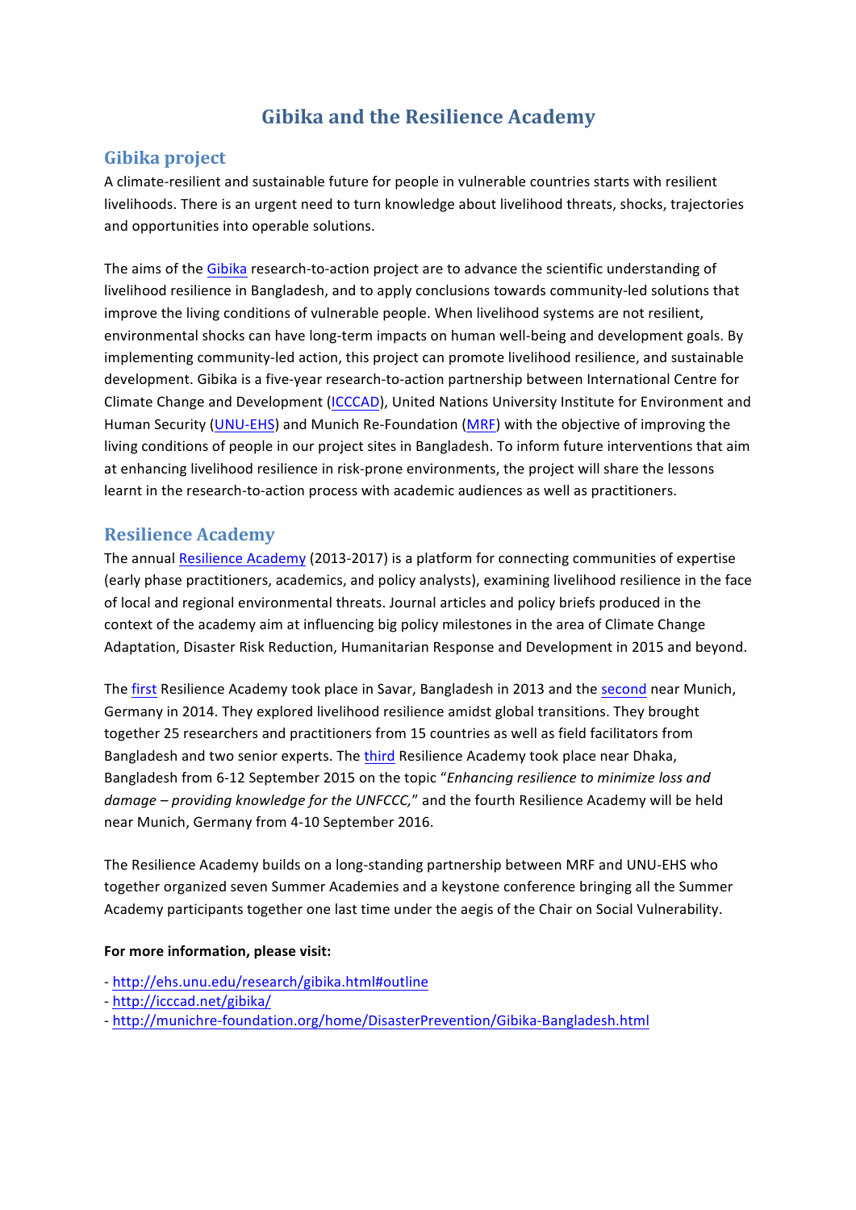# Gibika and the Resilience Academy

## Gibika project

A climate-resilient and sustainable future for people in vulnerable countries starts with resilient livelihoods. There is an urgent need to turn knowledge about livelihood threats, shocks, trajectories and opportunities into operable solutions.

The aims of the Gibika research-to-action project are to advance the scientific understanding of livelihood resilience in Bangladesh, and to apply conclusions towards community-led solutions that improve the living conditions of vulnerable people. When livelihood systems are not resilient, environmental shocks can have long-term impacts on human well-being and development goals. By implementing community-led action, this project can promote livelihood resilience, and sustainable development. Gibika is a five-year research-to-action partnership between International Centre for Climate Change and Development (ICCCAD), United Nations University Institute for Environment and Human Security (UNU-EHS) and Munich Re-Foundation (MRF) with the objective of improving the living conditions of people in our project sites in Bangladesh. To inform future interventions that aim at enhancing livelihood resilience in risk-prone environments, the project will share the lessons learnt in the research-to-action process with academic audiences as well as practitioners.

## Resilience Academy

The annual Resilience Academy (2013-2017) is a platform for connecting communities of expertise (early phase practitioners, academics, and policy analysts), examining livelihood resilience in the face of local and regional environmental threats. Journal articles and policy briefs produced in the context of the academy aim at influencing big policy milestones in the area of Climate Change Adaptation, Disaster Risk Reduction, Humanitarian Response and Development in 2015 and beyond.

The first Resilience Academy took place in Savar, Bangladesh in 2013 and the second near Munich, Germany in 2014. They explored livelihood resilience amidst global transitions. They brought together 25 researchers and practitioners from 15 countries as well as field facilitators from Bangladesh and two senior experts. The third Resilience Academy took place near Dhaka, Bangladesh from 6-12 September 2015 on the topic "*Enhancing resilience to minimize loss and damage – providing knowledge for the UNFCCC,*" and the fourth Resilience Academy will be held near Munich, Germany from 4-10 September 2016.

The Resilience Academy builds on a long-standing partnership between MRF and UNU-EHS who together organized seven Summer Academies and a keystone conference bringing all the Summer Academy participants together one last time under the aegis of the Chair on Social Vulnerability.

**For more information, please visit:**

- http://ehs.unu.edu/research/gibika.html#outline
- http://icccad.net/gibika/
- http://munichre-foundation.org/home/DisasterPrevention/Gibika-Bangladesh.html